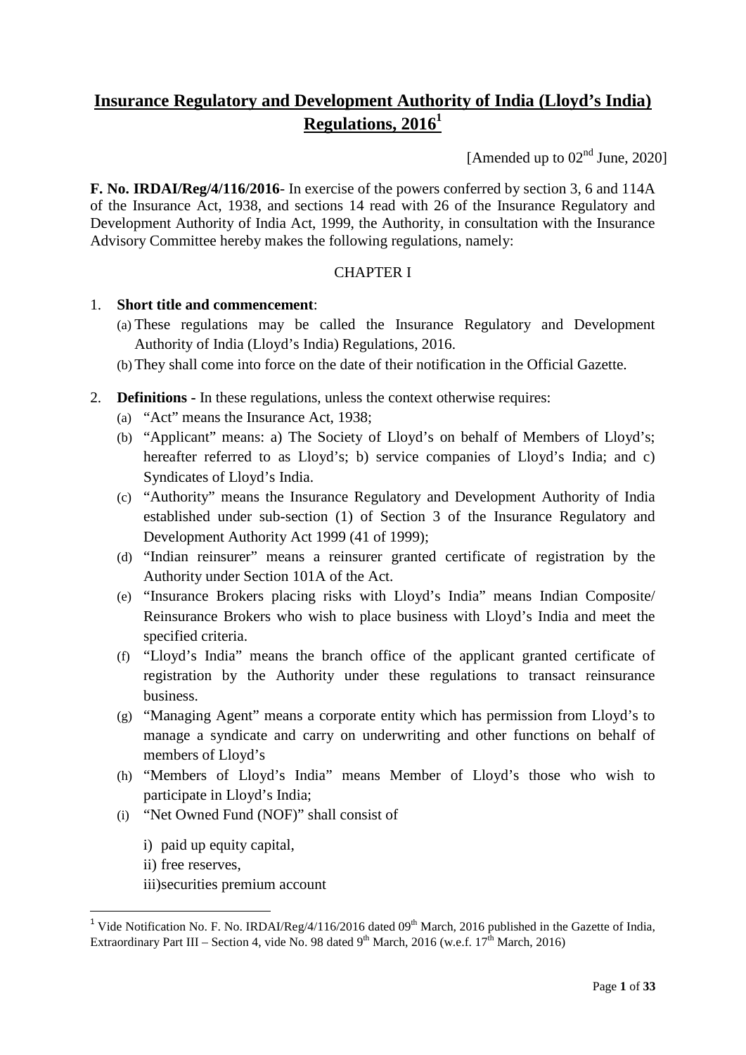# Insurance Regulatory and Development Authority of India (Lloyd's India) Regulations, 2016[1]

[Amended up to 02nd June, 2020]

**F. No. IRDAI/Reg/4/116/2016**- In exercise of the powers conferred by section 3, 6 and 114A of the Insurance Act, 1938, and sections 14 read with 26 of the Insurance Regulatory and Development Authority of India Act, 1999, the Authority, in consultation with the Insurance Advisory Committee hereby makes the following regulations, namely:

CHAPTER I

1. **Short title and commencement**:
   (a) These regulations may be called the Insurance Regulatory and Development Authority of India (Lloyd's India) Regulations, 2016.
   (b) They shall come into force on the date of their notification in the Official Gazette.

2. **Definitions -** In these regulations, unless the context otherwise requires:
   (a) "Act" means the Insurance Act, 1938;
   (b) "Applicant" means: a) The Society of Lloyd's on behalf of Members of Lloyd's; hereafter referred to as Lloyd's; b) service companies of Lloyd's India; and c) Syndicates of Lloyd's India.
   (c) "Authority" means the Insurance Regulatory and Development Authority of India established under sub-section (1) of Section 3 of the Insurance Regulatory and Development Authority Act 1999 (41 of 1999);
   (d) "Indian reinsurer" means a reinsurer granted certificate of registration by the Authority under Section 101A of the Act.
   (e) "Insurance Brokers placing risks with Lloyd's India" means Indian Composite/ Reinsurance Brokers who wish to place business with Lloyd's India and meet the specified criteria.
   (f) "Lloyd's India" means the branch office of the applicant granted certificate of registration by the Authority under these regulations to transact reinsurance business.
   (g) "Managing Agent" means a corporate entity which has permission from Lloyd's to manage a syndicate and carry on underwriting and other functions on behalf of members of Lloyd's
   (h) "Members of Lloyd's India" means Member of Lloyd's those who wish to participate in Lloyd's India;
   (i) "Net Owned Fund (NOF)" shall consist of

      i) paid up equity capital,
      ii) free reserves,
      iii) securities premium account

[1] Vide Notification No. F. No. IRDAI/Reg/4/116/2016 dated 09th March, 2016 published in the Gazette of India, Extraordinary Part III – Section 4, vide No. 98 dated 9th March, 2016 (w.e.f. 17th March, 2016)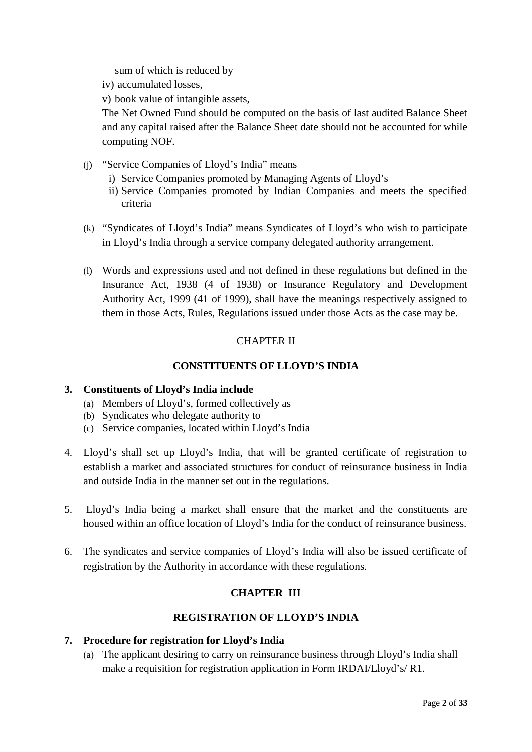sum of which is reduced by

iv) accumulated losses,

v) book value of intangible assets,

The Net Owned Fund should be computed on the basis of last audited Balance Sheet and any capital raised after the Balance Sheet date should not be accounted for while computing NOF.

(j) "Service Companies of Lloyd's India" means
   i) Service Companies promoted by Managing Agents of Lloyd's
   ii) Service Companies promoted by Indian Companies and meets the specified criteria

(k) "Syndicates of Lloyd's India" means Syndicates of Lloyd's who wish to participate in Lloyd's India through a service company delegated authority arrangement.

(l) Words and expressions used and not defined in these regulations but defined in the Insurance Act, 1938 (4 of 1938) or Insurance Regulatory and Development Authority Act, 1999 (41 of 1999), shall have the meanings respectively assigned to them in those Acts, Rules, Regulations issued under those Acts as the case may be.

## CHAPTER II

## CONSTITUENTS OF LLOYD'S INDIA

**3. Constituents of Lloyd's India include**

(a) Members of Lloyd's, formed collectively as
(b) Syndicates who delegate authority to
(c) Service companies, located within Lloyd's India

4. Lloyd's shall set up Lloyd's India, that will be granted certificate of registration to establish a market and associated structures for conduct of reinsurance business in India and outside India in the manner set out in the regulations.

5. Lloyd's India being a market shall ensure that the market and the constituents are housed within an office location of Lloyd's India for the conduct of reinsurance business.

6. The syndicates and service companies of Lloyd's India will also be issued certificate of registration by the Authority in accordance with these regulations.

## CHAPTER III

## REGISTRATION OF LLOYD'S INDIA

**7. Procedure for registration for Lloyd's India**

(a) The applicant desiring to carry on reinsurance business through Lloyd's India shall make a requisition for registration application in Form IRDAI/Lloyd's/ R1.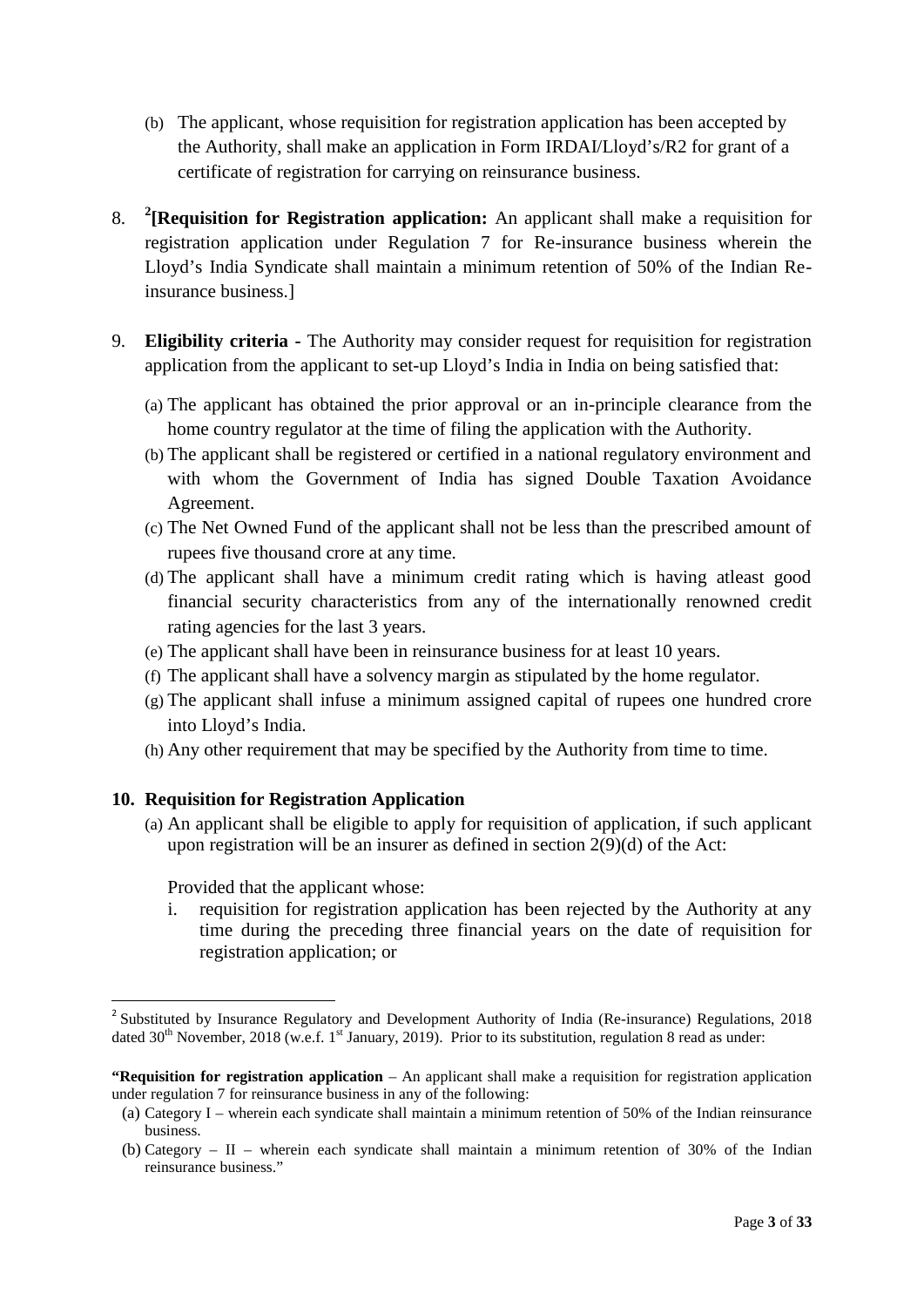(b) The applicant, whose requisition for registration application has been accepted by the Authority, shall make an application in Form IRDAI/Lloyd's/R2 for grant of a certificate of registration for carrying on reinsurance business.

8. [2]**[Requisition for Registration application:** An applicant shall make a requisition for registration application under Regulation 7 for Re-insurance business wherein the Lloyd's India Syndicate shall maintain a minimum retention of 50% of the Indian Re-insurance business.]

9. **Eligibility criteria -** The Authority may consider request for requisition for registration application from the applicant to set-up Lloyd's India in India on being satisfied that:

   (a) The applicant has obtained the prior approval or an in-principle clearance from the home country regulator at the time of filing the application with the Authority.
   
   (b) The applicant shall be registered or certified in a national regulatory environment and with whom the Government of India has signed Double Taxation Avoidance Agreement.
   
   (c) The Net Owned Fund of the applicant shall not be less than the prescribed amount of rupees five thousand crore at any time.
   
   (d) The applicant shall have a minimum credit rating which is having atleast good financial security characteristics from any of the internationally renowned credit rating agencies for the last 3 years.
   
   (e) The applicant shall have been in reinsurance business for at least 10 years.
   
   (f) The applicant shall have a solvency margin as stipulated by the home regulator.
   
   (g) The applicant shall infuse a minimum assigned capital of rupees one hundred crore into Lloyd's India.
   
   (h) Any other requirement that may be specified by the Authority from time to time.

**10. Requisition for Registration Application**

(a) An applicant shall be eligible to apply for requisition of application, if such applicant upon registration will be an insurer as defined in section 2(9)(d) of the Act:

Provided that the applicant whose:

i. requisition for registration application has been rejected by the Authority at any time during the preceding three financial years on the date of requisition for registration application; or

---

[2] Substituted by Insurance Regulatory and Development Authority of India (Re-insurance) Regulations, 2018 dated 30th November, 2018 (w.e.f. 1st January, 2019). Prior to its substitution, regulation 8 read as under:

**"Requisition for registration application** – An applicant shall make a requisition for registration application under regulation 7 for reinsurance business in any of the following:

(a) Category I – wherein each syndicate shall maintain a minimum retention of 50% of the Indian reinsurance business.

(b) Category – II – wherein each syndicate shall maintain a minimum retention of 30% of the Indian reinsurance business."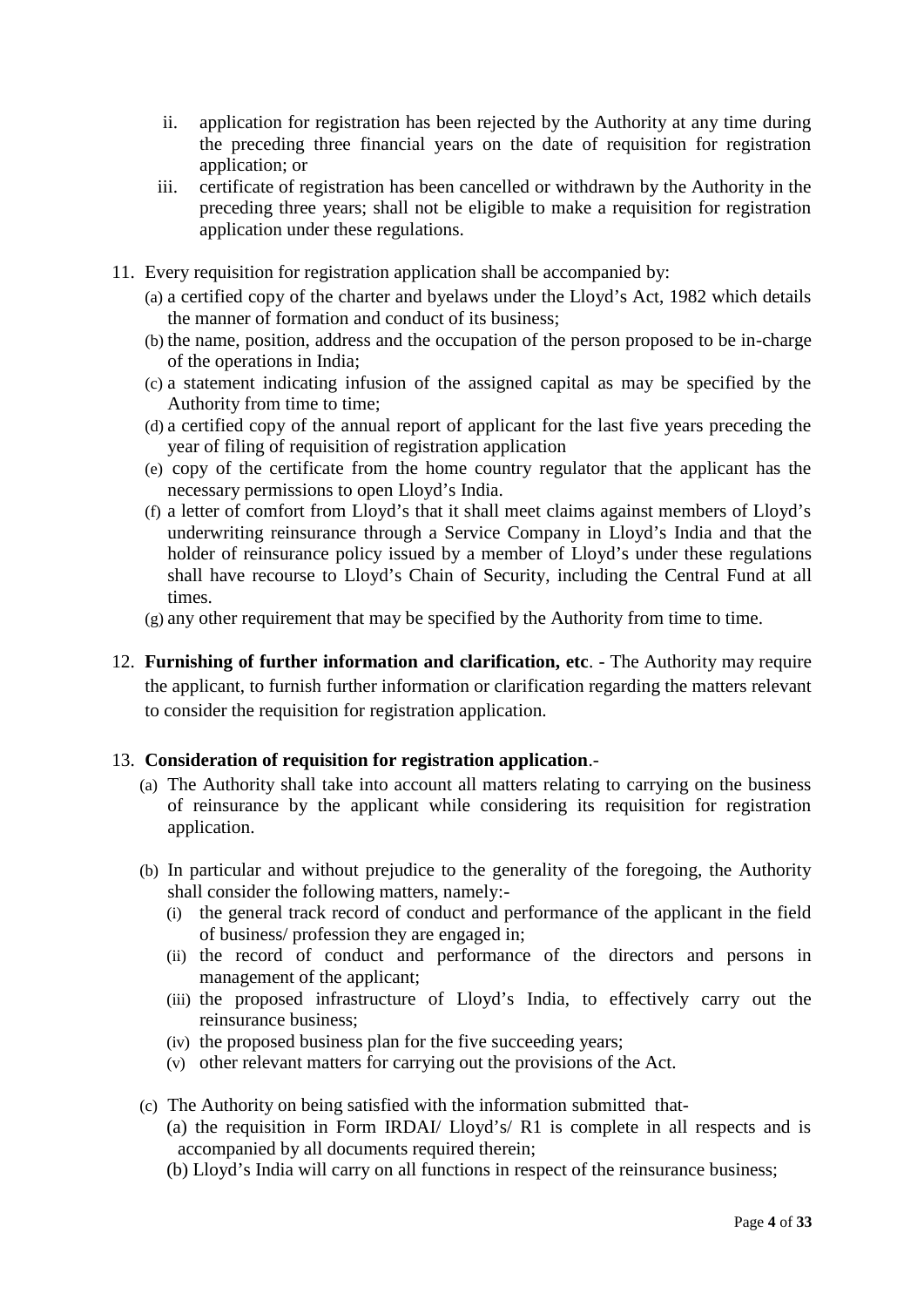ii. application for registration has been rejected by the Authority at any time during the preceding three financial years on the date of requisition for registration application; or

iii. certificate of registration has been cancelled or withdrawn by the Authority in the preceding three years; shall not be eligible to make a requisition for registration application under these regulations.

11. Every requisition for registration application shall be accompanied by:
    (a) a certified copy of the charter and byelaws under the Lloyd's Act, 1982 which details the manner of formation and conduct of its business;
    (b) the name, position, address and the occupation of the person proposed to be in-charge of the operations in India;
    (c) a statement indicating infusion of the assigned capital as may be specified by the Authority from time to time;
    (d) a certified copy of the annual report of applicant for the last five years preceding the year of filing of requisition of registration application
    (e) copy of the certificate from the home country regulator that the applicant has the necessary permissions to open Lloyd's India.
    (f) a letter of comfort from Lloyd's that it shall meet claims against members of Lloyd's underwriting reinsurance through a Service Company in Lloyd's India and that the holder of reinsurance policy issued by a member of Lloyd's under these regulations shall have recourse to Lloyd's Chain of Security, including the Central Fund at all times.
    (g) any other requirement that may be specified by the Authority from time to time.

12. **Furnishing of further information and clarification, etc**. - The Authority may require the applicant, to furnish further information or clarification regarding the matters relevant to consider the requisition for registration application.

13. **Consideration of requisition for registration application**.-
    (a) The Authority shall take into account all matters relating to carrying on the business of reinsurance by the applicant while considering its requisition for registration application.

    (b) In particular and without prejudice to the generality of the foregoing, the Authority shall consider the following matters, namely:-
       (i) the general track record of conduct and performance of the applicant in the field of business/ profession they are engaged in;
       (ii) the record of conduct and performance of the directors and persons in management of the applicant;
       (iii) the proposed infrastructure of Lloyd's India, to effectively carry out the reinsurance business;
       (iv) the proposed business plan for the five succeeding years;
       (v) other relevant matters for carrying out the provisions of the Act.

    (c) The Authority on being satisfied with the information submitted that-
       (a) the requisition in Form IRDAI/ Lloyd's/ R1 is complete in all respects and is accompanied by all documents required therein;
       (b) Lloyd's India will carry on all functions in respect of the reinsurance business;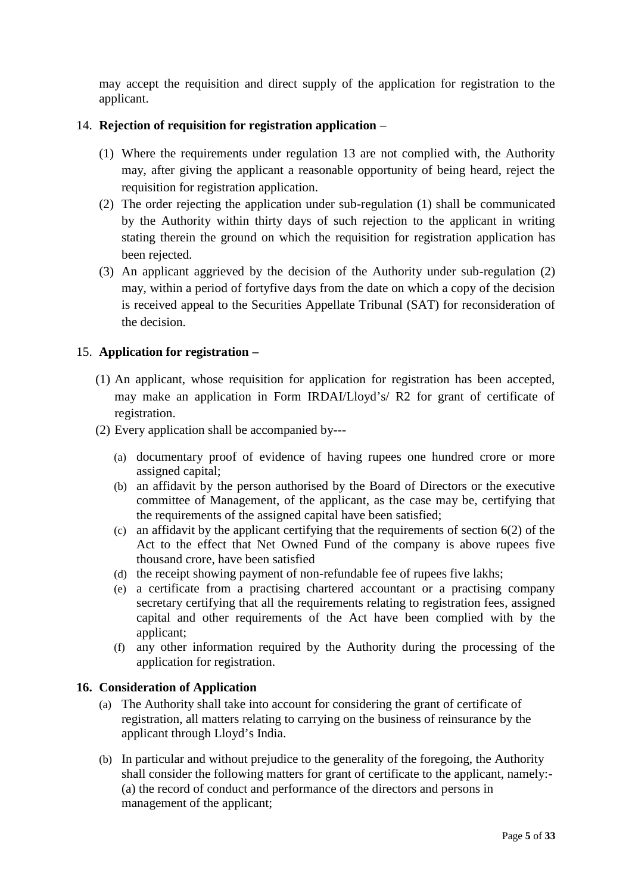may accept the requisition and direct supply of the application for registration to the applicant.

14. **Rejection of requisition for registration application** –

    (1) Where the requirements under regulation 13 are not complied with, the Authority may, after giving the applicant a reasonable opportunity of being heard, reject the requisition for registration application.

    (2) The order rejecting the application under sub-regulation (1) shall be communicated by the Authority within thirty days of such rejection to the applicant in writing stating therein the ground on which the requisition for registration application has been rejected.

    (3) An applicant aggrieved by the decision of the Authority under sub-regulation (2) may, within a period of fortyfive days from the date on which a copy of the decision is received appeal to the Securities Appellate Tribunal (SAT) for reconsideration of the decision.

15. **Application for registration –**

    (1) An applicant, whose requisition for application for registration has been accepted, may make an application in Form IRDAI/Lloyd's/ R2 for grant of certificate of registration.

    (2) Every application shall be accompanied by---

    (a) documentary proof of evidence of having rupees one hundred crore or more assigned capital;

    (b) an affidavit by the person authorised by the Board of Directors or the executive committee of Management, of the applicant, as the case may be, certifying that the requirements of the assigned capital have been satisfied;

    (c) an affidavit by the applicant certifying that the requirements of section 6(2) of the Act to the effect that Net Owned Fund of the company is above rupees five thousand crore, have been satisfied

    (d) the receipt showing payment of non-refundable fee of rupees five lakhs;

    (e) a certificate from a practising chartered accountant or a practising company secretary certifying that all the requirements relating to registration fees, assigned capital and other requirements of the Act have been complied with by the applicant;

    (f) any other information required by the Authority during the processing of the application for registration.

**16. Consideration of Application**

(a) The Authority shall take into account for considering the grant of certificate of registration, all matters relating to carrying on the business of reinsurance by the applicant through Lloyd's India.

(b) In particular and without prejudice to the generality of the foregoing, the Authority shall consider the following matters for grant of certificate to the applicant, namely:-
(a) the record of conduct and performance of the directors and persons in management of the applicant;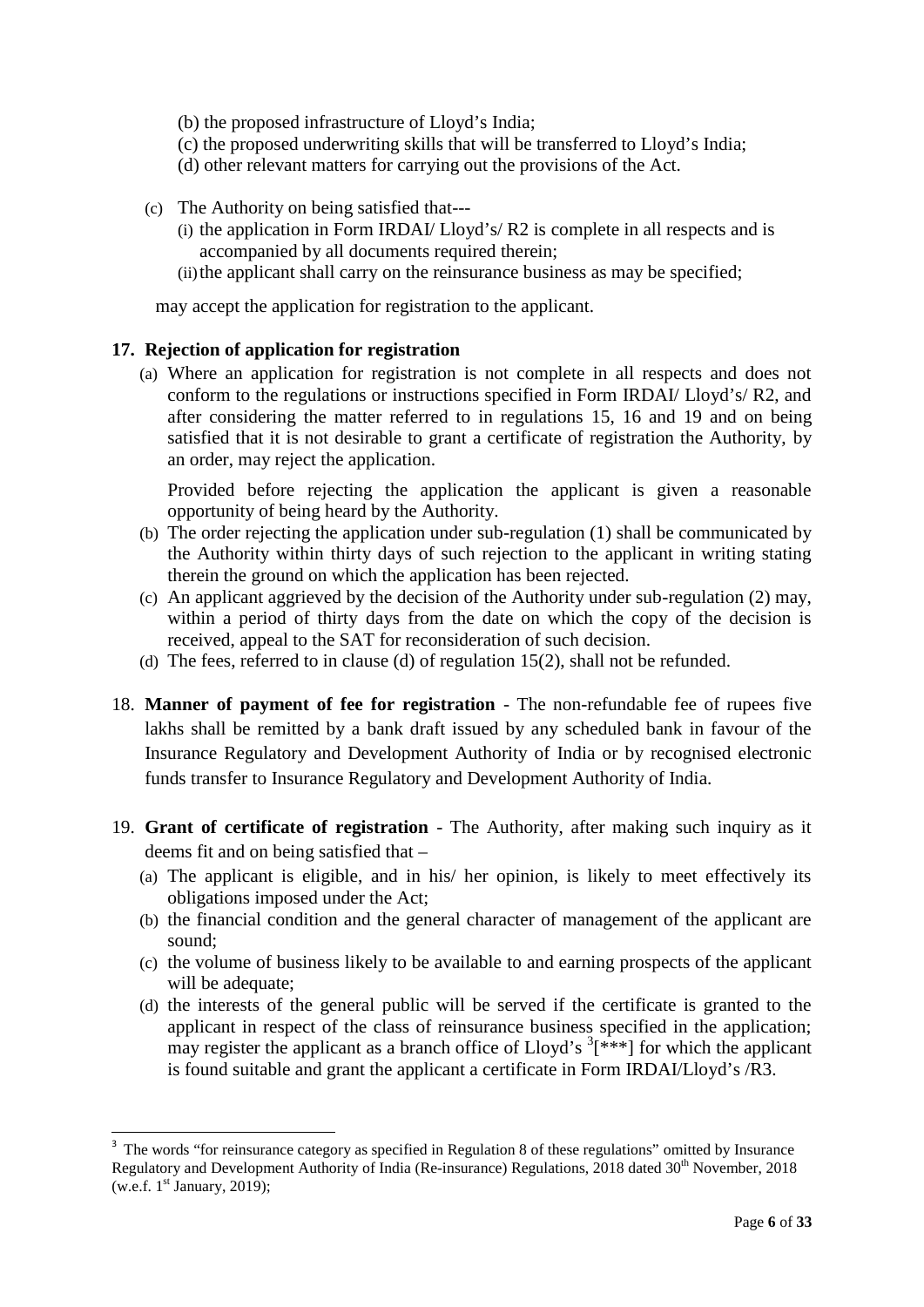(b) the proposed infrastructure of Lloyd's India;
(c) the proposed underwriting skills that will be transferred to Lloyd's India;
(d) other relevant matters for carrying out the provisions of the Act.

(c) The Authority on being satisfied that---
  (i) the application in Form IRDAI/ Lloyd's/ R2 is complete in all respects and is accompanied by all documents required therein;
  (ii) the applicant shall carry on the reinsurance business as may be specified;

may accept the application for registration to the applicant.

**17. Rejection of application for registration**

(a) Where an application for registration is not complete in all respects and does not conform to the regulations or instructions specified in Form IRDAI/ Lloyd's/ R2, and after considering the matter referred to in regulations 15, 16 and 19 and on being satisfied that it is not desirable to grant a certificate of registration the Authority, by an order, may reject the application.

  Provided before rejecting the application the applicant is given a reasonable opportunity of being heard by the Authority.

(b) The order rejecting the application under sub-regulation (1) shall be communicated by the Authority within thirty days of such rejection to the applicant in writing stating therein the ground on which the application has been rejected.
(c) An applicant aggrieved by the decision of the Authority under sub-regulation (2) may, within a period of thirty days from the date on which the copy of the decision is received, appeal to the SAT for reconsideration of such decision.
(d) The fees, referred to in clause (d) of regulation 15(2), shall not be refunded.

18. **Manner of payment of fee for registration** - The non-refundable fee of rupees five lakhs shall be remitted by a bank draft issued by any scheduled bank in favour of the Insurance Regulatory and Development Authority of India or by recognised electronic funds transfer to Insurance Regulatory and Development Authority of India.

19. **Grant of certificate of registration** - The Authority, after making such inquiry as it deems fit and on being satisfied that –
  (a) The applicant is eligible, and in his/ her opinion, is likely to meet effectively its obligations imposed under the Act;
  (b) the financial condition and the general character of management of the applicant are sound;
  (c) the volume of business likely to be available to and earning prospects of the applicant will be adequate;
  (d) the interests of the general public will be served if the certificate is granted to the applicant in respect of the class of reinsurance business specified in the application; may register the applicant as a branch office of Lloyd's [3][***] for which the applicant is found suitable and grant the applicant a certificate in Form IRDAI/Lloyd's /R3.

[3] The words "for reinsurance category as specified in Regulation 8 of these regulations" omitted by Insurance Regulatory and Development Authority of India (Re-insurance) Regulations, 2018 dated 30th November, 2018 (w.e.f. 1st January, 2019);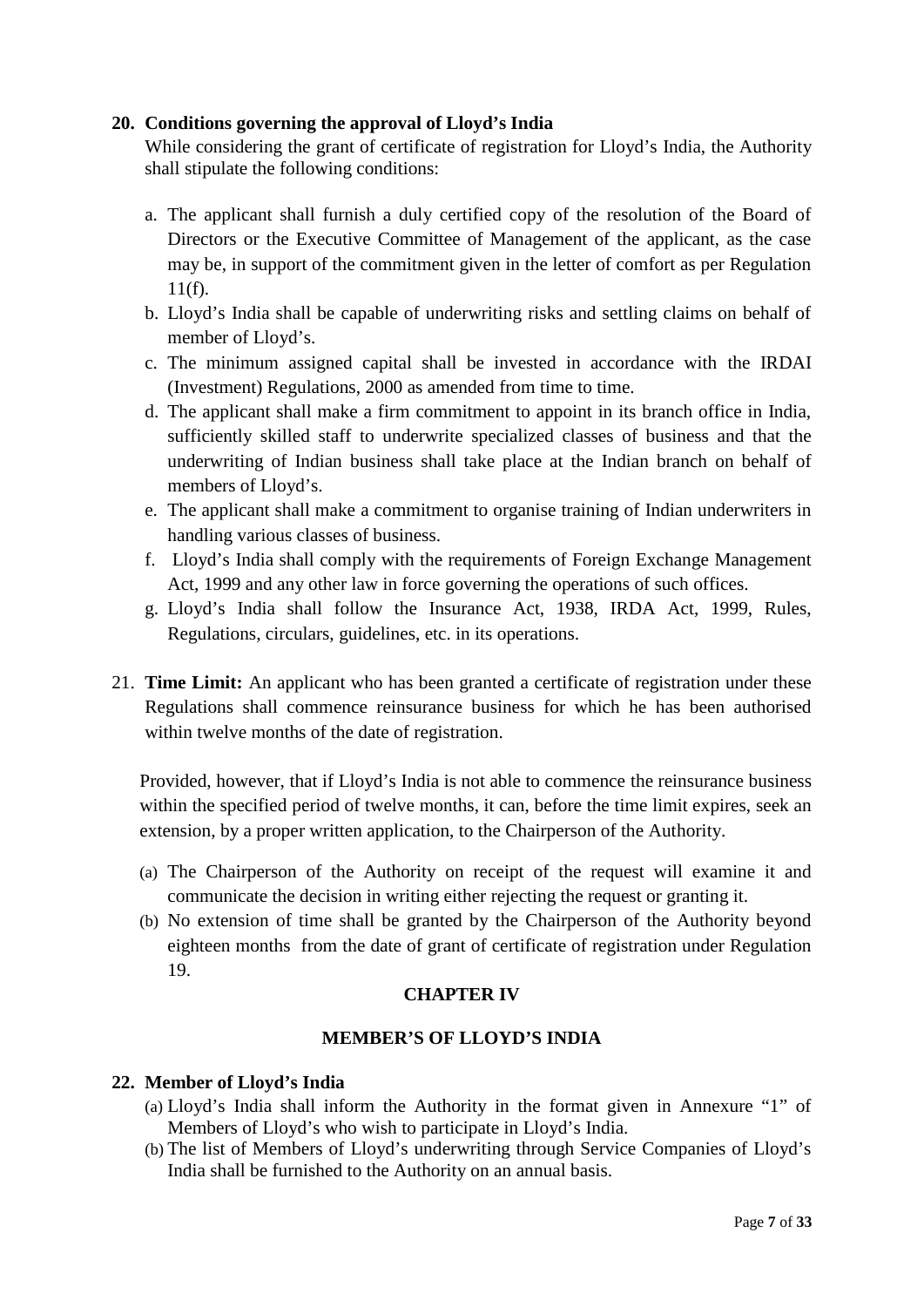**20. Conditions governing the approval of Lloyd's India**

While considering the grant of certificate of registration for Lloyd's India, the Authority shall stipulate the following conditions:

a. The applicant shall furnish a duly certified copy of the resolution of the Board of Directors or the Executive Committee of Management of the applicant, as the case may be, in support of the commitment given in the letter of comfort as per Regulation 11(f).
b. Lloyd's India shall be capable of underwriting risks and settling claims on behalf of member of Lloyd's.
c. The minimum assigned capital shall be invested in accordance with the IRDAI (Investment) Regulations, 2000 as amended from time to time.
d. The applicant shall make a firm commitment to appoint in its branch office in India, sufficiently skilled staff to underwrite specialized classes of business and that the underwriting of Indian business shall take place at the Indian branch on behalf of members of Lloyd's.
e. The applicant shall make a commitment to organise training of Indian underwriters in handling various classes of business.
f. Lloyd's India shall comply with the requirements of Foreign Exchange Management Act, 1999 and any other law in force governing the operations of such offices.
g. Lloyd's India shall follow the Insurance Act, 1938, IRDA Act, 1999, Rules, Regulations, circulars, guidelines, etc. in its operations.

21. **Time Limit:** An applicant who has been granted a certificate of registration under these Regulations shall commence reinsurance business for which he has been authorised within twelve months of the date of registration.

Provided, however, that if Lloyd's India is not able to commence the reinsurance business within the specified period of twelve months, it can, before the time limit expires, seek an extension, by a proper written application, to the Chairperson of the Authority.

(a) The Chairperson of the Authority on receipt of the request will examine it and communicate the decision in writing either rejecting the request or granting it.
(b) No extension of time shall be granted by the Chairperson of the Authority beyond eighteen months from the date of grant of certificate of registration under Regulation 19.

## CHAPTER IV

## MEMBER'S OF LLOYD'S INDIA

**22. Member of Lloyd's India**

(a) Lloyd's India shall inform the Authority in the format given in Annexure "1" of Members of Lloyd's who wish to participate in Lloyd's India.
(b) The list of Members of Lloyd's underwriting through Service Companies of Lloyd's India shall be furnished to the Authority on an annual basis.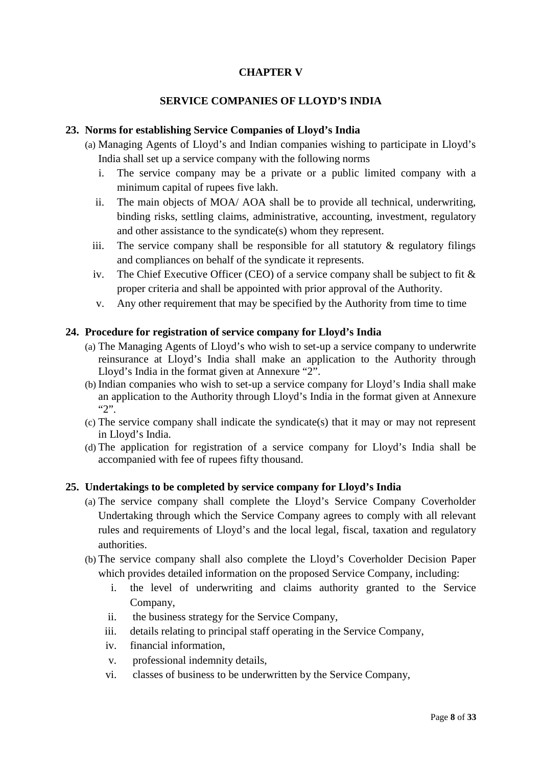# CHAPTER V

## SERVICE COMPANIES OF LLOYD'S INDIA

### 23. Norms for establishing Service Companies of Lloyd's India

(a) Managing Agents of Lloyd's and Indian companies wishing to participate in Lloyd's India shall set up a service company with the following norms

  i. The service company may be a private or a public limited company with a minimum capital of rupees five lakh.

  ii. The main objects of MOA/ AOA shall be to provide all technical, underwriting, binding risks, settling claims, administrative, accounting, investment, regulatory and other assistance to the syndicate(s) whom they represent.

  iii. The service company shall be responsible for all statutory & regulatory filings and compliances on behalf of the syndicate it represents.

  iv. The Chief Executive Officer (CEO) of a service company shall be subject to fit & proper criteria and shall be appointed with prior approval of the Authority.

  v. Any other requirement that may be specified by the Authority from time to time

### 24. Procedure for registration of service company for Lloyd's India

(a) The Managing Agents of Lloyd's who wish to set-up a service company to underwrite reinsurance at Lloyd's India shall make an application to the Authority through Lloyd's India in the format given at Annexure "2".

(b) Indian companies who wish to set-up a service company for Lloyd's India shall make an application to the Authority through Lloyd's India in the format given at Annexure "2".

(c) The service company shall indicate the syndicate(s) that it may or may not represent in Lloyd's India.

(d) The application for registration of a service company for Lloyd's India shall be accompanied with fee of rupees fifty thousand.

### 25. Undertakings to be completed by service company for Lloyd's India

(a) The service company shall complete the Lloyd's Service Company Coverholder Undertaking through which the Service Company agrees to comply with all relevant rules and requirements of Lloyd's and the local legal, fiscal, taxation and regulatory authorities.

(b) The service company shall also complete the Lloyd's Coverholder Decision Paper which provides detailed information on the proposed Service Company, including:

  i. the level of underwriting and claims authority granted to the Service Company,

  ii. the business strategy for the Service Company,

  iii. details relating to principal staff operating in the Service Company,

  iv. financial information,

  v. professional indemnity details,

  vi. classes of business to be underwritten by the Service Company,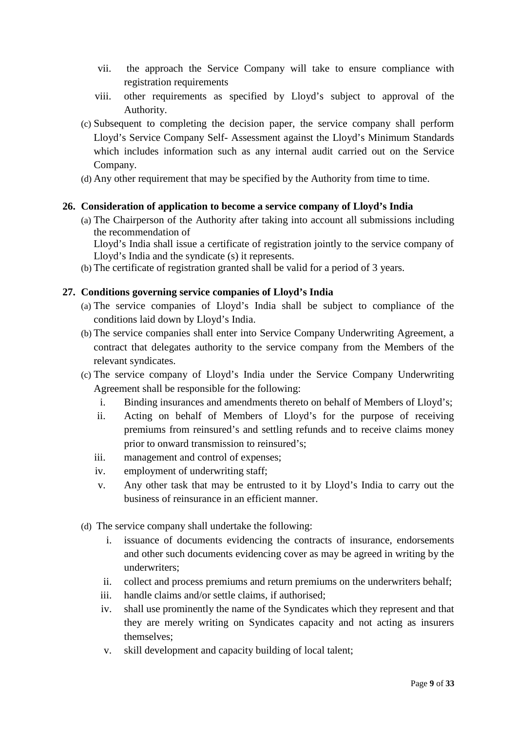vii. the approach the Service Company will take to ensure compliance with registration requirements

viii. other requirements as specified by Lloyd's subject to approval of the Authority.

(c) Subsequent to completing the decision paper, the service company shall perform Lloyd's Service Company Self- Assessment against the Lloyd's Minimum Standards which includes information such as any internal audit carried out on the Service Company.

(d) Any other requirement that may be specified by the Authority from time to time.

**26. Consideration of application to become a service company of Lloyd's India**

(a) The Chairperson of the Authority after taking into account all submissions including the recommendation of
Lloyd's India shall issue a certificate of registration jointly to the service company of Lloyd's India and the syndicate (s) it represents.

(b) The certificate of registration granted shall be valid for a period of 3 years.

**27. Conditions governing service companies of Lloyd's India**

(a) The service companies of Lloyd's India shall be subject to compliance of the conditions laid down by Lloyd's India.

(b) The service companies shall enter into Service Company Underwriting Agreement, a contract that delegates authority to the service company from the Members of the relevant syndicates.

(c) The service company of Lloyd's India under the Service Company Underwriting Agreement shall be responsible for the following:

i. Binding insurances and amendments thereto on behalf of Members of Lloyd's;

ii. Acting on behalf of Members of Lloyd's for the purpose of receiving premiums from reinsured's and settling refunds and to receive claims money prior to onward transmission to reinsured's;

iii. management and control of expenses;

iv. employment of underwriting staff;

v. Any other task that may be entrusted to it by Lloyd's India to carry out the business of reinsurance in an efficient manner.

(d) The service company shall undertake the following:

i. issuance of documents evidencing the contracts of insurance, endorsements and other such documents evidencing cover as may be agreed in writing by the underwriters;

ii. collect and process premiums and return premiums on the underwriters behalf;

iii. handle claims and/or settle claims, if authorised;

iv. shall use prominently the name of the Syndicates which they represent and that they are merely writing on Syndicates capacity and not acting as insurers themselves;

v. skill development and capacity building of local talent;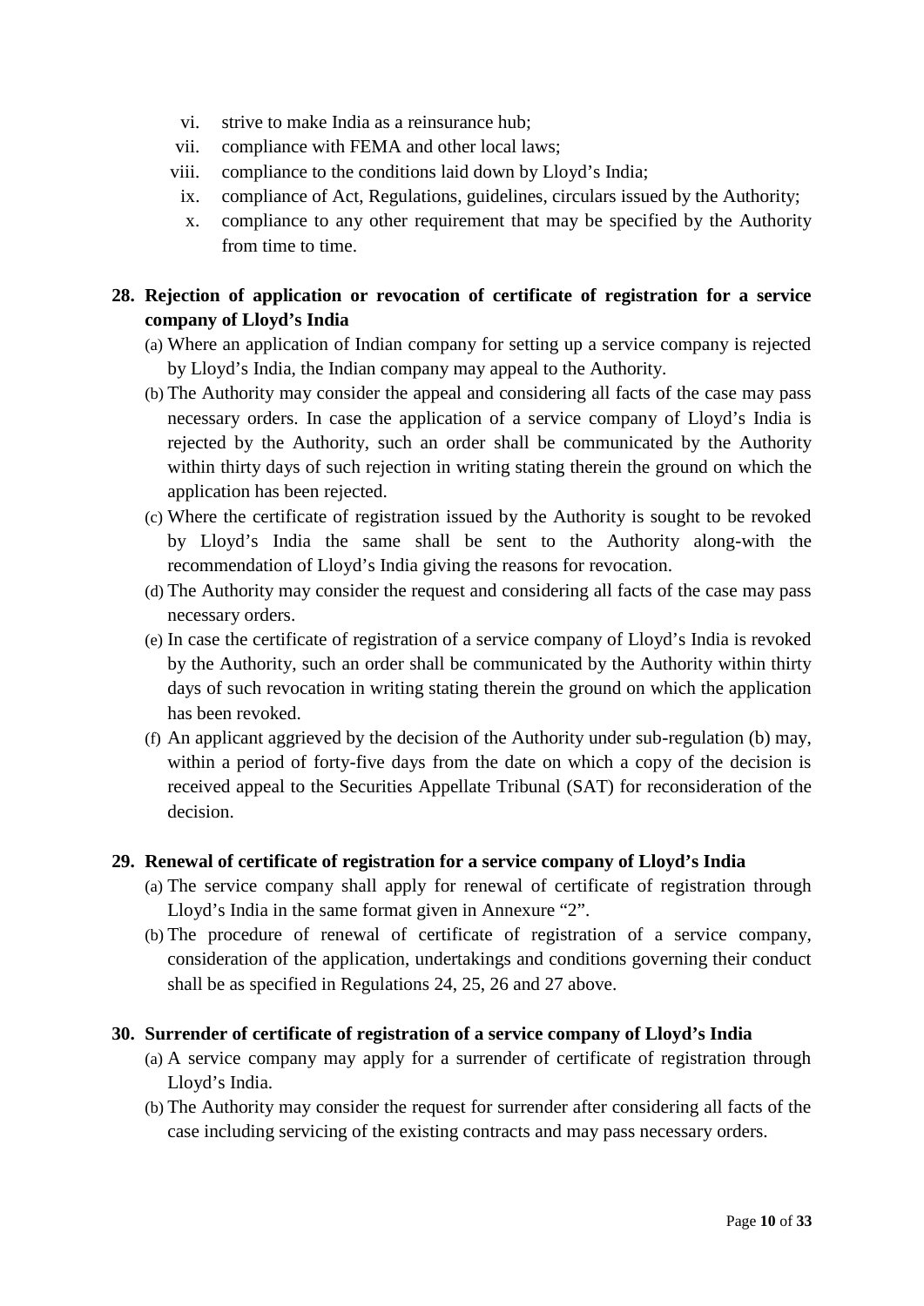vi. strive to make India as a reinsurance hub;

vii. compliance with FEMA and other local laws;

viii. compliance to the conditions laid down by Lloyd's India;

ix. compliance of Act, Regulations, guidelines, circulars issued by the Authority;

x. compliance to any other requirement that may be specified by the Authority from time to time.

**28. Rejection of application or revocation of certificate of registration for a service company of Lloyd's India**

(a) Where an application of Indian company for setting up a service company is rejected by Lloyd's India, the Indian company may appeal to the Authority.

(b) The Authority may consider the appeal and considering all facts of the case may pass necessary orders. In case the application of a service company of Lloyd's India is rejected by the Authority, such an order shall be communicated by the Authority within thirty days of such rejection in writing stating therein the ground on which the application has been rejected.

(c) Where the certificate of registration issued by the Authority is sought to be revoked by Lloyd's India the same shall be sent to the Authority along-with the recommendation of Lloyd's India giving the reasons for revocation.

(d) The Authority may consider the request and considering all facts of the case may pass necessary orders.

(e) In case the certificate of registration of a service company of Lloyd's India is revoked by the Authority, such an order shall be communicated by the Authority within thirty days of such revocation in writing stating therein the ground on which the application has been revoked.

(f) An applicant aggrieved by the decision of the Authority under sub-regulation (b) may, within a period of forty-five days from the date on which a copy of the decision is received appeal to the Securities Appellate Tribunal (SAT) for reconsideration of the decision.

**29. Renewal of certificate of registration for a service company of Lloyd's India**

(a) The service company shall apply for renewal of certificate of registration through Lloyd's India in the same format given in Annexure "2".

(b) The procedure of renewal of certificate of registration of a service company, consideration of the application, undertakings and conditions governing their conduct shall be as specified in Regulations 24, 25, 26 and 27 above.

**30. Surrender of certificate of registration of a service company of Lloyd's India**

(a) A service company may apply for a surrender of certificate of registration through Lloyd's India.

(b) The Authority may consider the request for surrender after considering all facts of the case including servicing of the existing contracts and may pass necessary orders.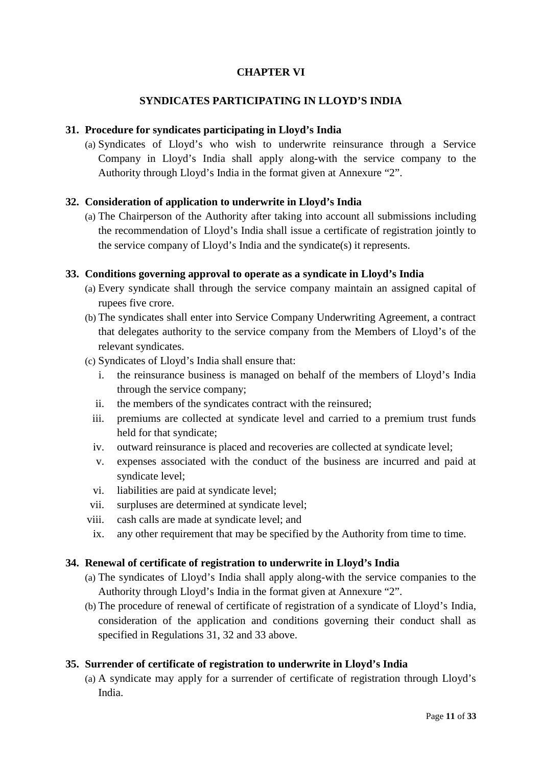## CHAPTER VI

## SYNDICATES PARTICIPATING IN LLOYD'S INDIA

**31. Procedure for syndicates participating in Lloyd's India**

(a) Syndicates of Lloyd's who wish to underwrite reinsurance through a Service Company in Lloyd's India shall apply along-with the service company to the Authority through Lloyd's India in the format given at Annexure "2".

**32. Consideration of application to underwrite in Lloyd's India**

(a) The Chairperson of the Authority after taking into account all submissions including the recommendation of Lloyd's India shall issue a certificate of registration jointly to the service company of Lloyd's India and the syndicate(s) it represents.

**33. Conditions governing approval to operate as a syndicate in Lloyd's India**

(a) Every syndicate shall through the service company maintain an assigned capital of rupees five crore.

(b) The syndicates shall enter into Service Company Underwriting Agreement, a contract that delegates authority to the service company from the Members of Lloyd's of the relevant syndicates.

(c) Syndicates of Lloyd's India shall ensure that:

i. the reinsurance business is managed on behalf of the members of Lloyd's India through the service company;

ii. the members of the syndicates contract with the reinsured;

iii. premiums are collected at syndicate level and carried to a premium trust funds held for that syndicate;

iv. outward reinsurance is placed and recoveries are collected at syndicate level;

v. expenses associated with the conduct of the business are incurred and paid at syndicate level;

vi. liabilities are paid at syndicate level;

vii. surpluses are determined at syndicate level;

viii. cash calls are made at syndicate level; and

ix. any other requirement that may be specified by the Authority from time to time.

**34. Renewal of certificate of registration to underwrite in Lloyd's India**

(a) The syndicates of Lloyd's India shall apply along-with the service companies to the Authority through Lloyd's India in the format given at Annexure "2".

(b) The procedure of renewal of certificate of registration of a syndicate of Lloyd's India, consideration of the application and conditions governing their conduct shall as specified in Regulations 31, 32 and 33 above.

**35. Surrender of certificate of registration to underwrite in Lloyd's India**

(a) A syndicate may apply for a surrender of certificate of registration through Lloyd's India.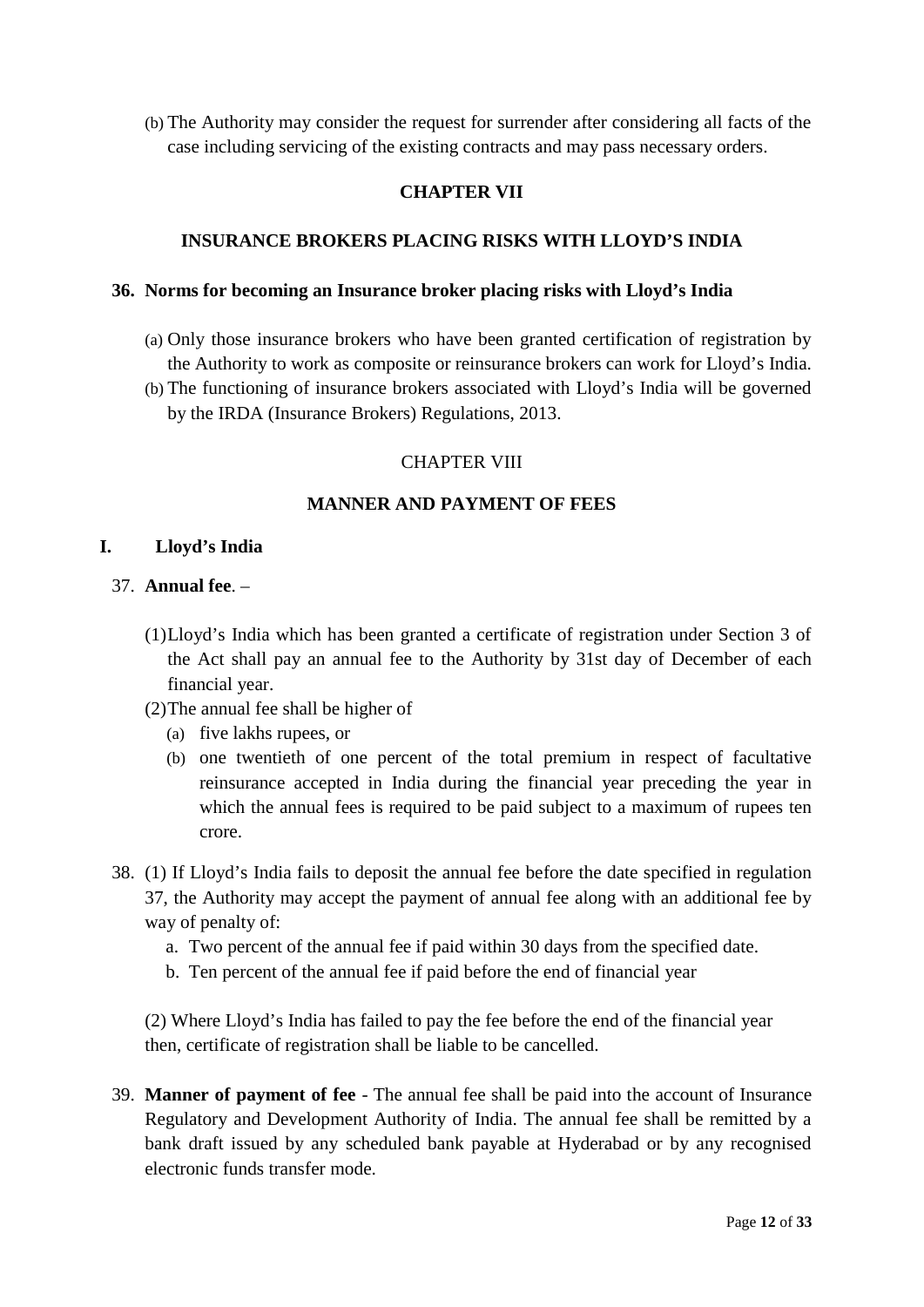(b) The Authority may consider the request for surrender after considering all facts of the case including servicing of the existing contracts and may pass necessary orders.

## CHAPTER VII

## INSURANCE BROKERS PLACING RISKS WITH LLOYD'S INDIA

### 36. Norms for becoming an Insurance broker placing risks with Lloyd's India

(a) Only those insurance brokers who have been granted certification of registration by the Authority to work as composite or reinsurance brokers can work for Lloyd's India.

(b) The functioning of insurance brokers associated with Lloyd's India will be governed by the IRDA (Insurance Brokers) Regulations, 2013.

## CHAPTER VIII

## MANNER AND PAYMENT OF FEES

### I. Lloyd's India

37. **Annual fee**. –

(1) Lloyd's India which has been granted a certificate of registration under Section 3 of the Act shall pay an annual fee to the Authority by 31st day of December of each financial year.

(2) The annual fee shall be higher of

(a) five lakhs rupees, or

(b) one twentieth of one percent of the total premium in respect of facultative reinsurance accepted in India during the financial year preceding the year in which the annual fees is required to be paid subject to a maximum of rupees ten crore.

38. (1) If Lloyd's India fails to deposit the annual fee before the date specified in regulation 37, the Authority may accept the payment of annual fee along with an additional fee by way of penalty of:

a. Two percent of the annual fee if paid within 30 days from the specified date.

b. Ten percent of the annual fee if paid before the end of financial year

(2) Where Lloyd's India has failed to pay the fee before the end of the financial year then, certificate of registration shall be liable to be cancelled.

39. **Manner of payment of fee** - The annual fee shall be paid into the account of Insurance Regulatory and Development Authority of India. The annual fee shall be remitted by a bank draft issued by any scheduled bank payable at Hyderabad or by any recognised electronic funds transfer mode.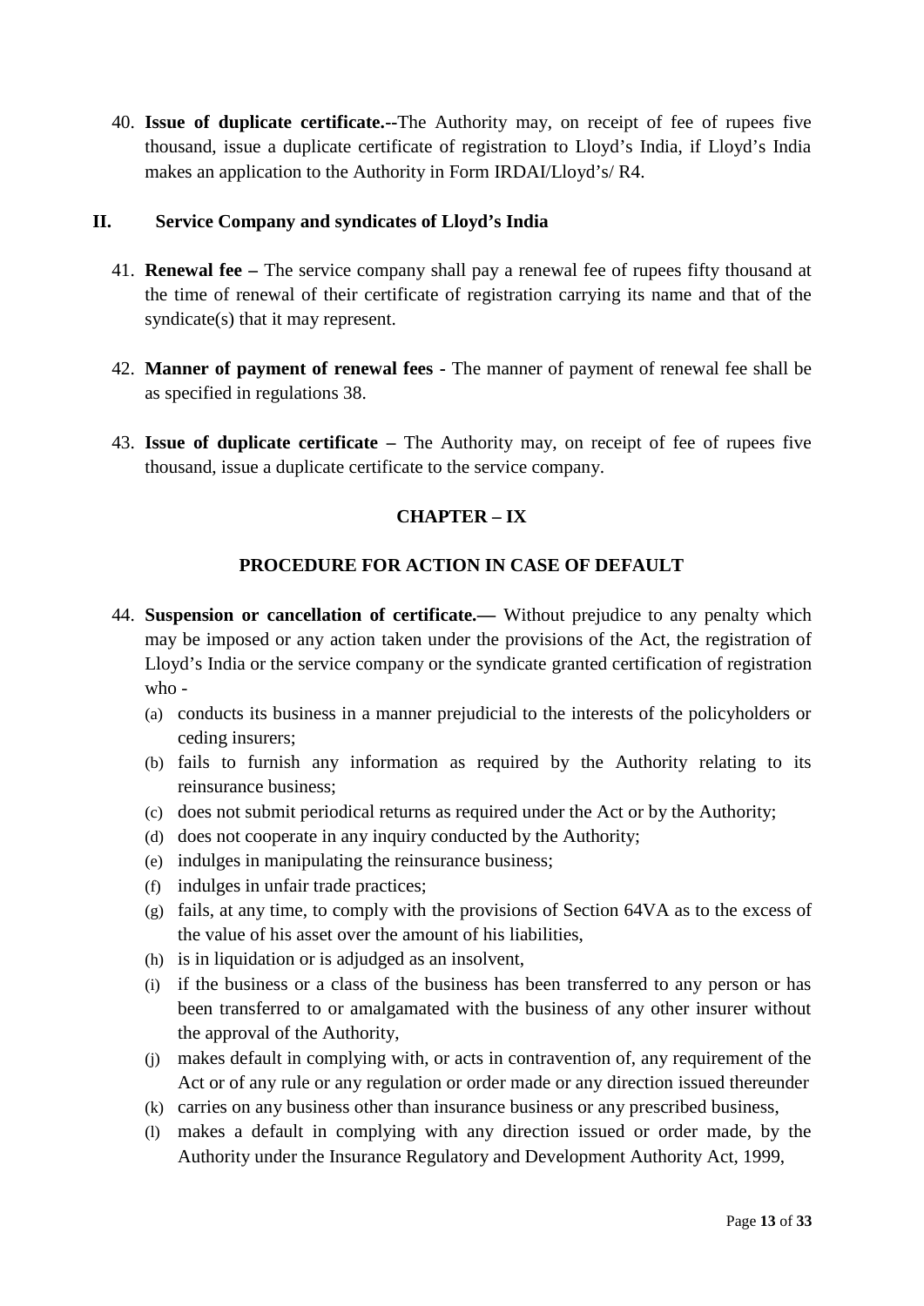40. **Issue of duplicate certificate.--**The Authority may, on receipt of fee of rupees five thousand, issue a duplicate certificate of registration to Lloyd's India, if Lloyd's India makes an application to the Authority in Form IRDAI/Lloyd's/ R4.

## II. Service Company and syndicates of Lloyd's India

41. **Renewal fee –** The service company shall pay a renewal fee of rupees fifty thousand at the time of renewal of their certificate of registration carrying its name and that of the syndicate(s) that it may represent.

42. **Manner of payment of renewal fees -** The manner of payment of renewal fee shall be as specified in regulations 38.

43. **Issue of duplicate certificate –** The Authority may, on receipt of fee of rupees five thousand, issue a duplicate certificate to the service company.

## CHAPTER – IX

## PROCEDURE FOR ACTION IN CASE OF DEFAULT

44. **Suspension or cancellation of certificate.—** Without prejudice to any penalty which may be imposed or any action taken under the provisions of the Act, the registration of Lloyd's India or the service company or the syndicate granted certification of registration who -
    - (a) conducts its business in a manner prejudicial to the interests of the policyholders or ceding insurers;
    - (b) fails to furnish any information as required by the Authority relating to its reinsurance business;
    - (c) does not submit periodical returns as required under the Act or by the Authority;
    - (d) does not cooperate in any inquiry conducted by the Authority;
    - (e) indulges in manipulating the reinsurance business;
    - (f) indulges in unfair trade practices;
    - (g) fails, at any time, to comply with the provisions of Section 64VA as to the excess of the value of his asset over the amount of his liabilities,
    - (h) is in liquidation or is adjudged as an insolvent,
    - (i) if the business or a class of the business has been transferred to any person or has been transferred to or amalgamated with the business of any other insurer without the approval of the Authority,
    - (j) makes default in complying with, or acts in contravention of, any requirement of the Act or of any rule or any regulation or order made or any direction issued thereunder
    - (k) carries on any business other than insurance business or any prescribed business,
    - (l) makes a default in complying with any direction issued or order made, by the Authority under the Insurance Regulatory and Development Authority Act, 1999,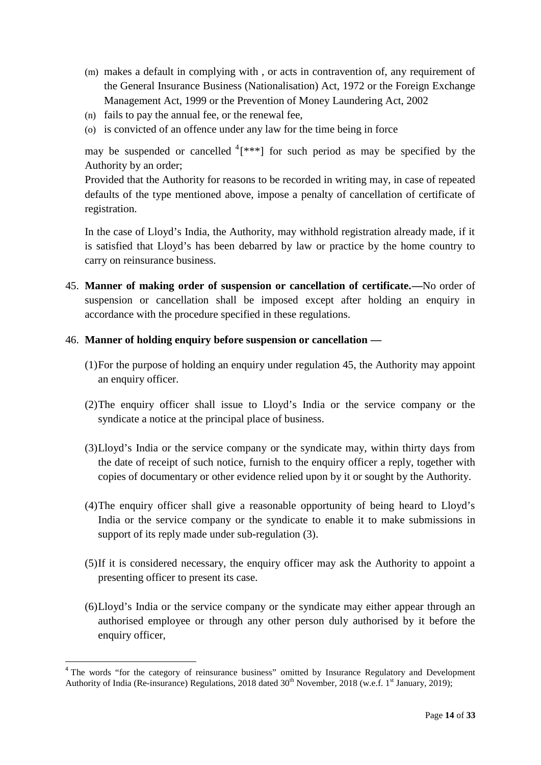(m) makes a default in complying with , or acts in contravention of, any requirement of the General Insurance Business (Nationalisation) Act, 1972 or the Foreign Exchange Management Act, 1999 or the Prevention of Money Laundering Act, 2002

(n) fails to pay the annual fee, or the renewal fee,

(o) is convicted of an offence under any law for the time being in force

may be suspended or cancelled [4][***] for such period as may be specified by the Authority by an order;

Provided that the Authority for reasons to be recorded in writing may, in case of repeated defaults of the type mentioned above, impose a penalty of cancellation of certificate of registration.

In the case of Lloyd's India, the Authority, may withhold registration already made, if it is satisfied that Lloyd's has been debarred by law or practice by the home country to carry on reinsurance business.

45. **Manner of making order of suspension or cancellation of certificate.—**No order of suspension or cancellation shall be imposed except after holding an enquiry in accordance with the procedure specified in these regulations.

46. **Manner of holding enquiry before suspension or cancellation —**

(1) For the purpose of holding an enquiry under regulation 45, the Authority may appoint an enquiry officer.

(2) The enquiry officer shall issue to Lloyd's India or the service company or the syndicate a notice at the principal place of business.

(3) Lloyd's India or the service company or the syndicate may, within thirty days from the date of receipt of such notice, furnish to the enquiry officer a reply, together with copies of documentary or other evidence relied upon by it or sought by the Authority.

(4) The enquiry officer shall give a reasonable opportunity of being heard to Lloyd's India or the service company or the syndicate to enable it to make submissions in support of its reply made under sub-regulation (3).

(5) If it is considered necessary, the enquiry officer may ask the Authority to appoint a presenting officer to present its case.

(6) Lloyd's India or the service company or the syndicate may either appear through an authorised employee or through any other person duly authorised by it before the enquiry officer,

---

[4] The words "for the category of reinsurance business" omitted by Insurance Regulatory and Development Authority of India (Re-insurance) Regulations, 2018 dated 30th November, 2018 (w.e.f. 1st January, 2019);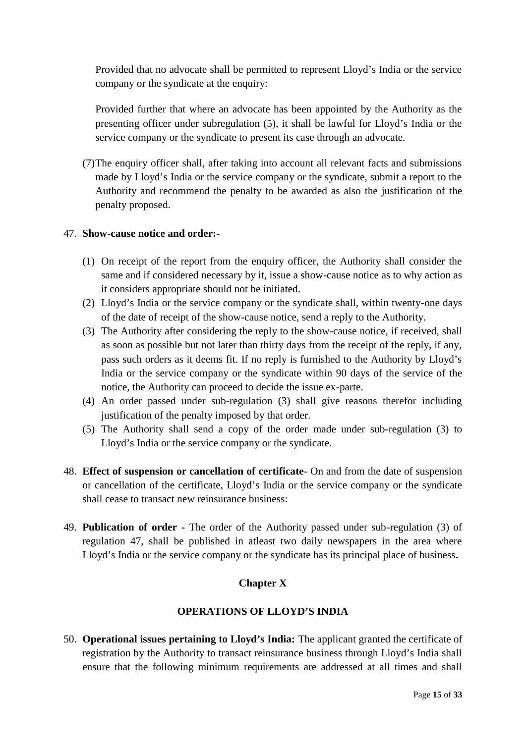Provided that no advocate shall be permitted to represent Lloyd's India or the service company or the syndicate at the enquiry:

Provided further that where an advocate has been appointed by the Authority as the presenting officer under subregulation (5), it shall be lawful for Lloyd's India or the service company or the syndicate to present its case through an advocate.

(7) The enquiry officer shall, after taking into account all relevant facts and submissions made by Lloyd's India or the service company or the syndicate, submit a report to the Authority and recommend the penalty to be awarded as also the justification of the penalty proposed.

47. **Show-cause notice and order:-**

   (1) On receipt of the report from the enquiry officer, the Authority shall consider the same and if considered necessary by it, issue a show-cause notice as to why action as it considers appropriate should not be initiated.

   (2) Lloyd's India or the service company or the syndicate shall, within twenty-one days of the date of receipt of the show-cause notice, send a reply to the Authority.

   (3) The Authority after considering the reply to the show-cause notice, if received, shall as soon as possible but not later than thirty days from the receipt of the reply, if any, pass such orders as it deems fit. If no reply is furnished to the Authority by Lloyd's India or the service company or the syndicate within 90 days of the service of the notice, the Authority can proceed to decide the issue ex-parte.

   (4) An order passed under sub-regulation (3) shall give reasons therefor including justification of the penalty imposed by that order.

   (5) The Authority shall send a copy of the order made under sub-regulation (3) to Lloyd's India or the service company or the syndicate.

48. **Effect of suspension or cancellation of certificate**- On and from the date of suspension or cancellation of the certificate, Lloyd's India or the service company or the syndicate shall cease to transact new reinsurance business:

49. **Publication of order -** The order of the Authority passed under sub-regulation (3) of regulation 47, shall be published in atleast two daily newspapers in the area where Lloyd's India or the service company or the syndicate has its principal place of business**.**

## Chapter X

## OPERATIONS OF LLOYD'S INDIA

50. **Operational issues pertaining to Lloyd's India:** The applicant granted the certificate of registration by the Authority to transact reinsurance business through Lloyd's India shall ensure that the following minimum requirements are addressed at all times and shall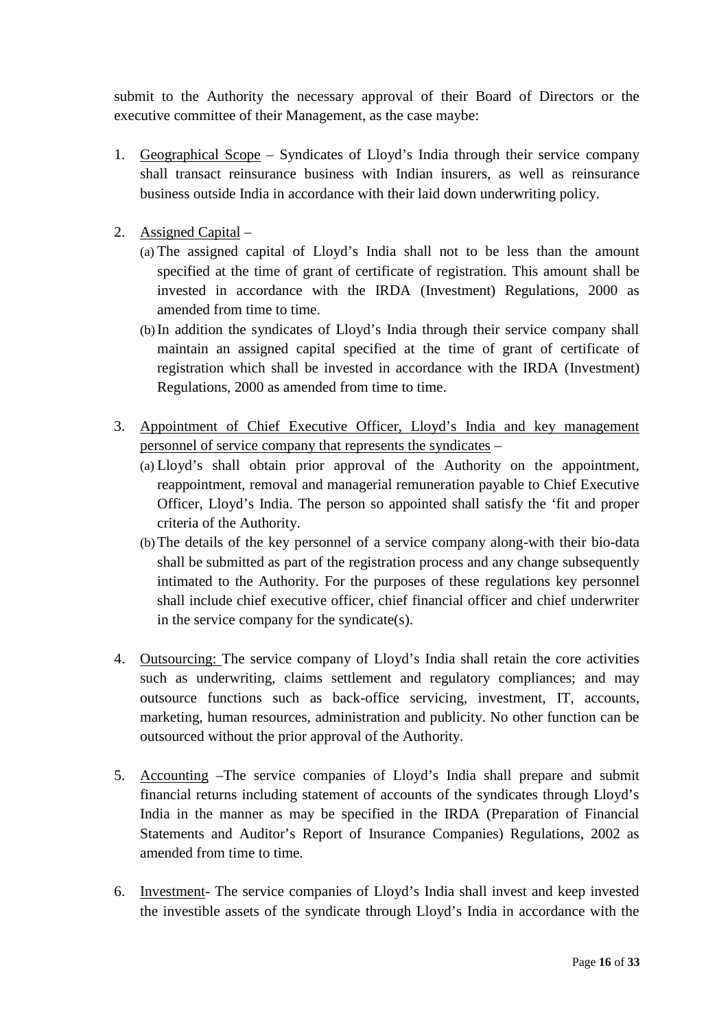submit to the Authority the necessary approval of their Board of Directors or the executive committee of their Management, as the case maybe:

1. Geographical Scope – Syndicates of Lloyd's India through their service company shall transact reinsurance business with Indian insurers, as well as reinsurance business outside India in accordance with their laid down underwriting policy.

2. Assigned Capital –
   (a) The assigned capital of Lloyd's India shall not to be less than the amount specified at the time of grant of certificate of registration. This amount shall be invested in accordance with the IRDA (Investment) Regulations, 2000 as amended from time to time.
   (b) In addition the syndicates of Lloyd's India through their service company shall maintain an assigned capital specified at the time of grant of certificate of registration which shall be invested in accordance with the IRDA (Investment) Regulations, 2000 as amended from time to time.

3. Appointment of Chief Executive Officer, Lloyd's India and key management personnel of service company that represents the syndicates –
   (a) Lloyd's shall obtain prior approval of the Authority on the appointment, reappointment, removal and managerial remuneration payable to Chief Executive Officer, Lloyd's India. The person so appointed shall satisfy the 'fit and proper criteria of the Authority.
   (b) The details of the key personnel of a service company along-with their bio-data shall be submitted as part of the registration process and any change subsequently intimated to the Authority. For the purposes of these regulations key personnel shall include chief executive officer, chief financial officer and chief underwriter in the service company for the syndicate(s).

4. Outsourcing: The service company of Lloyd's India shall retain the core activities such as underwriting, claims settlement and regulatory compliances; and may outsource functions such as back-office servicing, investment, IT, accounts, marketing, human resources, administration and publicity. No other function can be outsourced without the prior approval of the Authority.

5. Accounting –The service companies of Lloyd's India shall prepare and submit financial returns including statement of accounts of the syndicates through Lloyd's India in the manner as may be specified in the IRDA (Preparation of Financial Statements and Auditor's Report of Insurance Companies) Regulations, 2002 as amended from time to time.

6. Investment- The service companies of Lloyd's India shall invest and keep invested the investible assets of the syndicate through Lloyd's India in accordance with the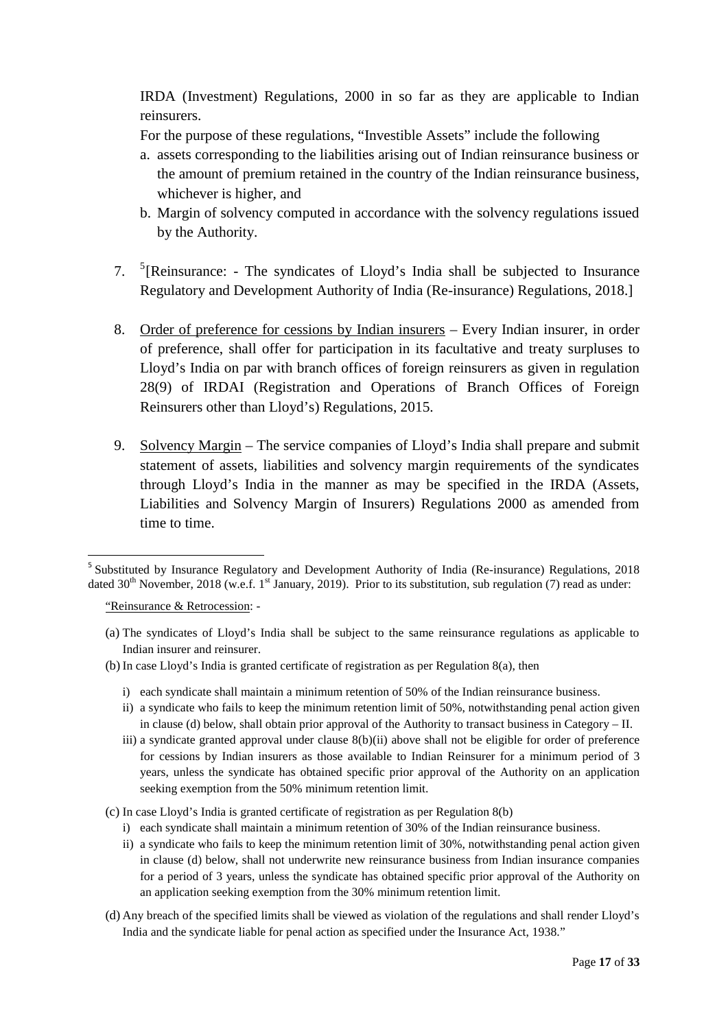IRDA (Investment) Regulations, 2000 in so far as they are applicable to Indian reinsurers.

For the purpose of these regulations, "Investible Assets" include the following

a. assets corresponding to the liabilities arising out of Indian reinsurance business or the amount of premium retained in the country of the Indian reinsurance business, whichever is higher, and
b. Margin of solvency computed in accordance with the solvency regulations issued by the Authority.

7. [5][Reinsurance: - The syndicates of Lloyd's India shall be subjected to Insurance Regulatory and Development Authority of India (Re-insurance) Regulations, 2018.]

8. Order of preference for cessions by Indian insurers – Every Indian insurer, in order of preference, shall offer for participation in its facultative and treaty surpluses to Lloyd's India on par with branch offices of foreign reinsurers as given in regulation 28(9) of IRDAI (Registration and Operations of Branch Offices of Foreign Reinsurers other than Lloyd's) Regulations, 2015.

9. Solvency Margin – The service companies of Lloyd's India shall prepare and submit statement of assets, liabilities and solvency margin requirements of the syndicates through Lloyd's India in the manner as may be specified in the IRDA (Assets, Liabilities and Solvency Margin of Insurers) Regulations 2000 as amended from time to time.

---

[5] Substituted by Insurance Regulatory and Development Authority of India (Re-insurance) Regulations, 2018 dated 30th November, 2018 (w.e.f. 1st January, 2019). Prior to its substitution, sub regulation (7) read as under:

"Reinsurance & Retrocession: -

(a) The syndicates of Lloyd's India shall be subject to the same reinsurance regulations as applicable to Indian insurer and reinsurer.

(b) In case Lloyd's India is granted certificate of registration as per Regulation 8(a), then

i) each syndicate shall maintain a minimum retention of 50% of the Indian reinsurance business.
ii) a syndicate who fails to keep the minimum retention limit of 50%, notwithstanding penal action given in clause (d) below, shall obtain prior approval of the Authority to transact business in Category – II.
iii) a syndicate granted approval under clause 8(b)(ii) above shall not be eligible for order of preference for cessions by Indian insurers as those available to Indian Reinsurer for a minimum period of 3 years, unless the syndicate has obtained specific prior approval of the Authority on an application seeking exemption from the 50% minimum retention limit.

(c) In case Lloyd's India is granted certificate of registration as per Regulation 8(b)

i) each syndicate shall maintain a minimum retention of 30% of the Indian reinsurance business.
ii) a syndicate who fails to keep the minimum retention limit of 30%, notwithstanding penal action given in clause (d) below, shall not underwrite new reinsurance business from Indian insurance companies for a period of 3 years, unless the syndicate has obtained specific prior approval of the Authority on an application seeking exemption from the 30% minimum retention limit.

(d) Any breach of the specified limits shall be viewed as violation of the regulations and shall render Lloyd's India and the syndicate liable for penal action as specified under the Insurance Act, 1938."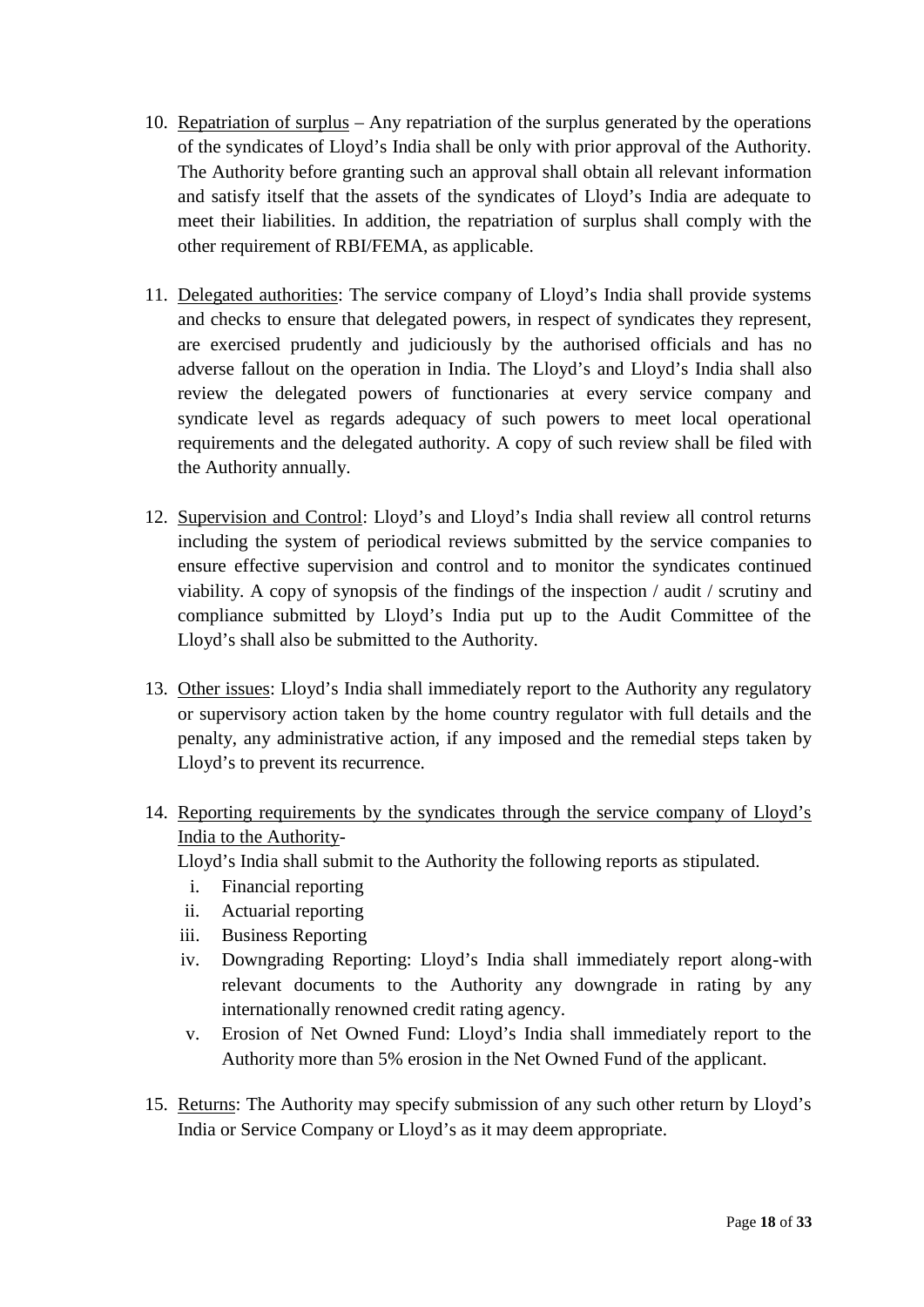10. Repatriation of surplus – Any repatriation of the surplus generated by the operations of the syndicates of Lloyd's India shall be only with prior approval of the Authority. The Authority before granting such an approval shall obtain all relevant information and satisfy itself that the assets of the syndicates of Lloyd's India are adequate to meet their liabilities. In addition, the repatriation of surplus shall comply with the other requirement of RBI/FEMA, as applicable.

11. Delegated authorities: The service company of Lloyd's India shall provide systems and checks to ensure that delegated powers, in respect of syndicates they represent, are exercised prudently and judiciously by the authorised officials and has no adverse fallout on the operation in India. The Lloyd's and Lloyd's India shall also review the delegated powers of functionaries at every service company and syndicate level as regards adequacy of such powers to meet local operational requirements and the delegated authority. A copy of such review shall be filed with the Authority annually.

12. Supervision and Control: Lloyd's and Lloyd's India shall review all control returns including the system of periodical reviews submitted by the service companies to ensure effective supervision and control and to monitor the syndicates continued viability. A copy of synopsis of the findings of the inspection / audit / scrutiny and compliance submitted by Lloyd's India put up to the Audit Committee of the Lloyd's shall also be submitted to the Authority.

13. Other issues: Lloyd's India shall immediately report to the Authority any regulatory or supervisory action taken by the home country regulator with full details and the penalty, any administrative action, if any imposed and the remedial steps taken by Lloyd's to prevent its recurrence.

14. Reporting requirements by the syndicates through the service company of Lloyd's India to the Authority-

    Lloyd's India shall submit to the Authority the following reports as stipulated.

    i. Financial reporting
    ii. Actuarial reporting
    iii. Business Reporting
    iv. Downgrading Reporting: Lloyd's India shall immediately report along-with relevant documents to the Authority any downgrade in rating by any internationally renowned credit rating agency.
    v. Erosion of Net Owned Fund: Lloyd's India shall immediately report to the Authority more than 5% erosion in the Net Owned Fund of the applicant.

15. Returns: The Authority may specify submission of any such other return by Lloyd's India or Service Company or Lloyd's as it may deem appropriate.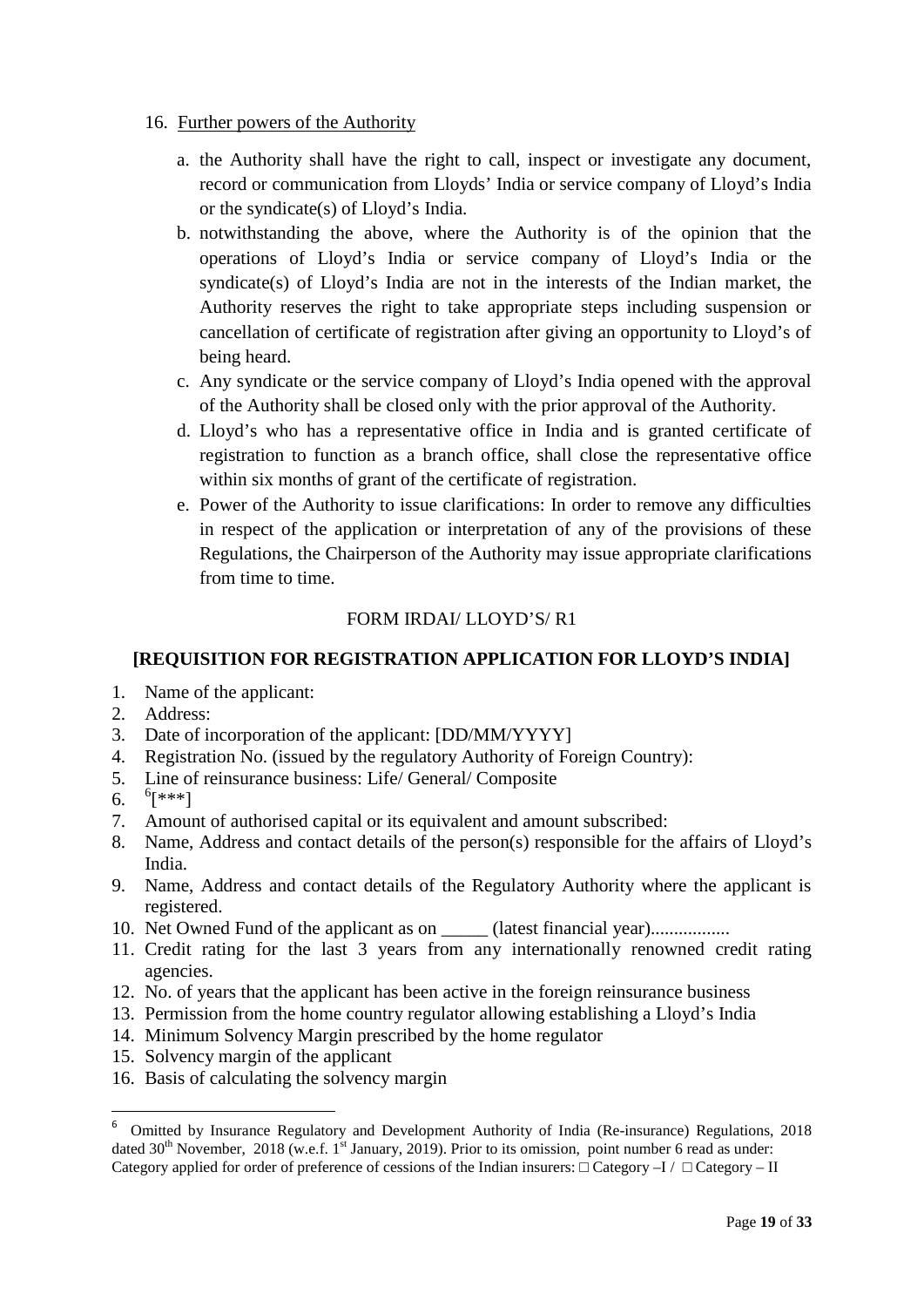16. Further powers of the Authority

    a. the Authority shall have the right to call, inspect or investigate any document, record or communication from Lloyds' India or service company of Lloyd's India or the syndicate(s) of Lloyd's India.
    b. notwithstanding the above, where the Authority is of the opinion that the operations of Lloyd's India or service company of Lloyd's India or the syndicate(s) of Lloyd's India are not in the interests of the Indian market, the Authority reserves the right to take appropriate steps including suspension or cancellation of certificate of registration after giving an opportunity to Lloyd's of being heard.
    c. Any syndicate or the service company of Lloyd's India opened with the approval of the Authority shall be closed only with the prior approval of the Authority.
    d. Lloyd's who has a representative office in India and is granted certificate of registration to function as a branch office, shall close the representative office within six months of grant of the certificate of registration.
    e. Power of the Authority to issue clarifications: In order to remove any difficulties in respect of the application or interpretation of any of the provisions of these Regulations, the Chairperson of the Authority may issue appropriate clarifications from time to time.

FORM IRDAI/ LLOYD'S/ R1

**[REQUISITION FOR REGISTRATION APPLICATION FOR LLOYD'S INDIA]**

1. Name of the applicant:
2. Address:
3. Date of incorporation of the applicant: [DD/MM/YYYY]
4. Registration No. (issued by the regulatory Authority of Foreign Country):
5. Line of reinsurance business: Life/ General/ Composite
6. [6][***]
7. Amount of authorised capital or its equivalent and amount subscribed:
8. Name, Address and contact details of the person(s) responsible for the affairs of Lloyd's India.
9. Name, Address and contact details of the Regulatory Authority where the applicant is registered.
10. Net Owned Fund of the applicant as on _____ (latest financial year)................
11. Credit rating for the last 3 years from any internationally renowned credit rating agencies.
12. No. of years that the applicant has been active in the foreign reinsurance business
13. Permission from the home country regulator allowing establishing a Lloyd's India
14. Minimum Solvency Margin prescribed by the home regulator
15. Solvency margin of the applicant
16. Basis of calculating the solvency margin

---

[6] Omitted by Insurance Regulatory and Development Authority of India (Re-insurance) Regulations, 2018 dated 30th November, 2018 (w.e.f. 1st January, 2019). Prior to its omission, point number 6 read as under: Category applied for order of preference of cessions of the Indian insurers: □ Category –I / □ Category – II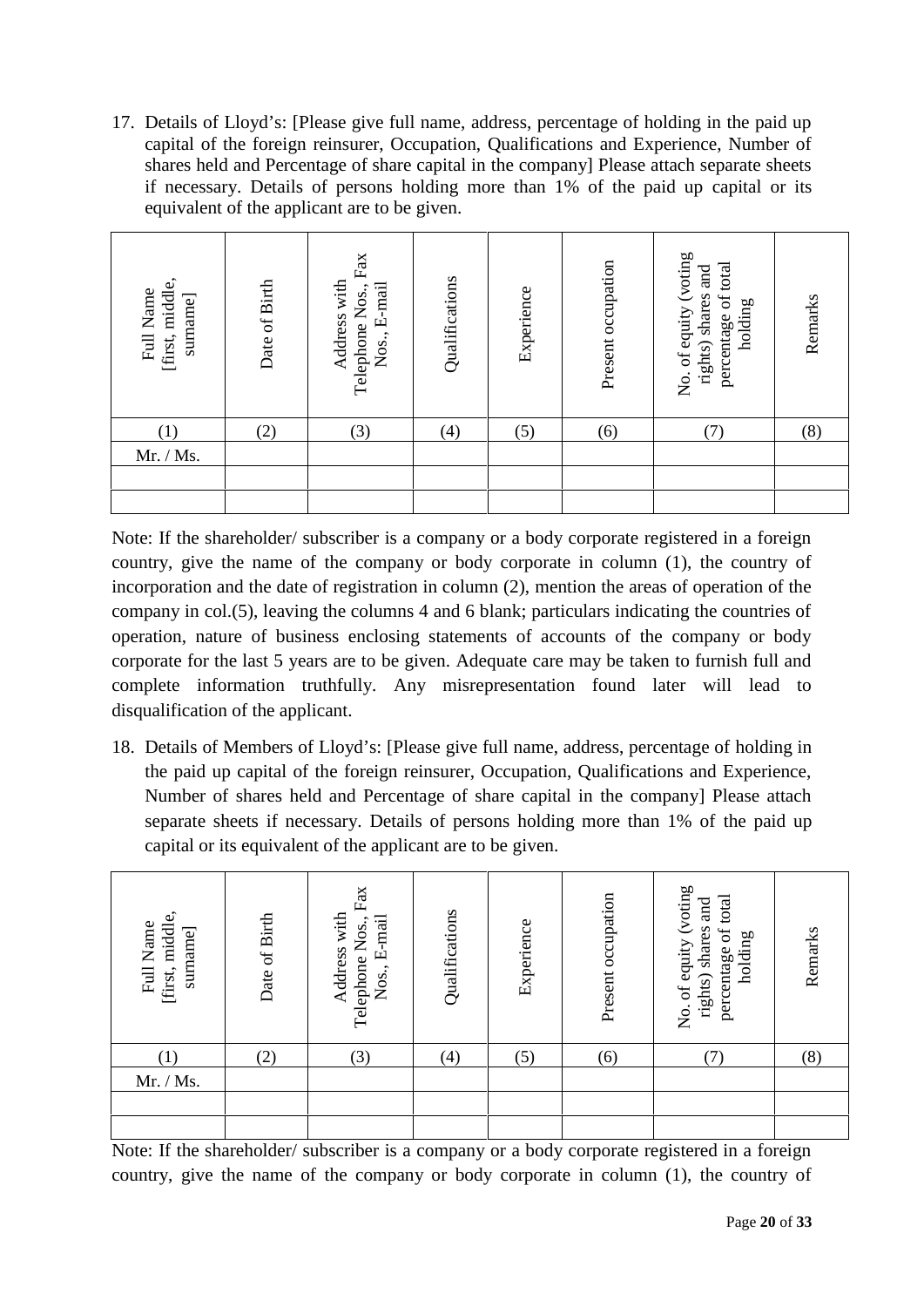17. Details of Lloyd's: [Please give full name, address, percentage of holding in the paid up capital of the foreign reinsurer, Occupation, Qualifications and Experience, Number of shares held and Percentage of share capital in the company] Please attach separate sheets if necessary. Details of persons holding more than 1% of the paid up capital or its equivalent of the applicant are to be given.

| Full Name [first, middle, surname] | Date of Birth | Address with Telephone Nos., Fax Nos., E-mail | Qualifications | Experience | Present occupation | No. of equity (voting rights) shares and percentage of total holding | Remarks |
|---|---|---|---|---|---|---|---|
| (1) | (2) | (3) | (4) | (5) | (6) | (7) | (8) |
| Mr. / Ms. | | | | | | | |
| | | | | | | | |
| | | | | | | | |

Note: If the shareholder/ subscriber is a company or a body corporate registered in a foreign country, give the name of the company or body corporate in column (1), the country of incorporation and the date of registration in column (2), mention the areas of operation of the company in col.(5), leaving the columns 4 and 6 blank; particulars indicating the countries of operation, nature of business enclosing statements of accounts of the company or body corporate for the last 5 years are to be given. Adequate care may be taken to furnish full and complete information truthfully. Any misrepresentation found later will lead to disqualification of the applicant.

18. Details of Members of Lloyd's: [Please give full name, address, percentage of holding in the paid up capital of the foreign reinsurer, Occupation, Qualifications and Experience, Number of shares held and Percentage of share capital in the company] Please attach separate sheets if necessary. Details of persons holding more than 1% of the paid up capital or its equivalent of the applicant are to be given.

| Full Name [first, middle, surname] | Date of Birth | Address with Telephone Nos., Fax Nos., E-mail | Qualifications | Experience | Present occupation | No. of equity (voting rights) shares and percentage of total holding | Remarks |
|---|---|---|---|---|---|---|---|
| (1) | (2) | (3) | (4) | (5) | (6) | (7) | (8) |
| Mr. / Ms. | | | | | | | |
| | | | | | | | |
| | | | | | | | |

Note: If the shareholder/ subscriber is a company or a body corporate registered in a foreign country, give the name of the company or body corporate in column (1), the country of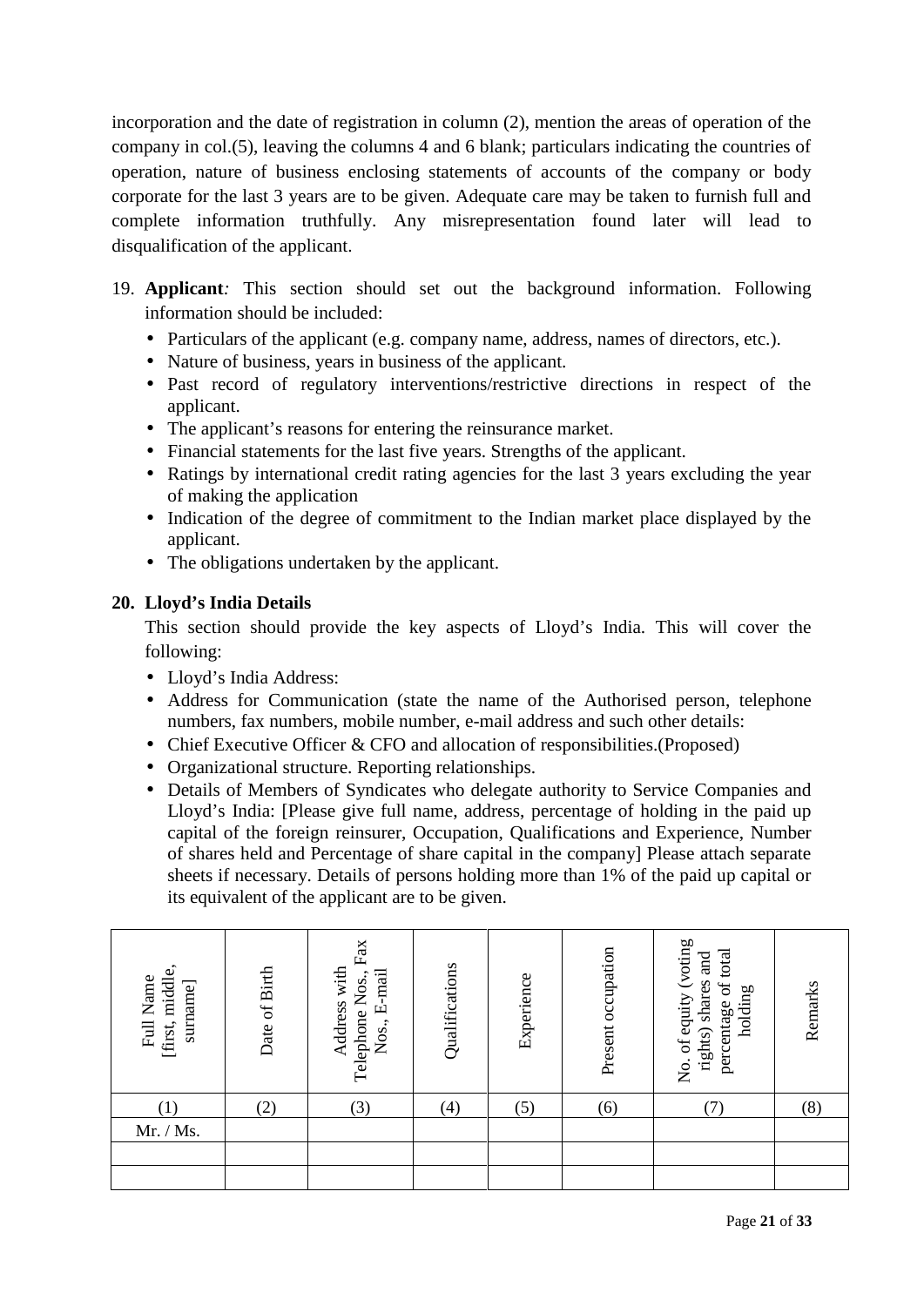incorporation and the date of registration in column (2), mention the areas of operation of the company in col.(5), leaving the columns 4 and 6 blank; particulars indicating the countries of operation, nature of business enclosing statements of accounts of the company or body corporate for the last 3 years are to be given. Adequate care may be taken to furnish full and complete information truthfully. Any misrepresentation found later will lead to disqualification of the applicant.

19. **Applicant***:* This section should set out the background information. Following information should be included:
    - Particulars of the applicant (e.g. company name, address, names of directors, etc.).
    - Nature of business, years in business of the applicant.
    - Past record of regulatory interventions/restrictive directions in respect of the applicant.
    - The applicant's reasons for entering the reinsurance market.
    - Financial statements for the last five years. Strengths of the applicant.
    - Ratings by international credit rating agencies for the last 3 years excluding the year of making the application
    - Indication of the degree of commitment to the Indian market place displayed by the applicant.
    - The obligations undertaken by the applicant.

**20. Lloyd's India Details**

This section should provide the key aspects of Lloyd's India. This will cover the following:

- Lloyd's India Address:
- Address for Communication (state the name of the Authorised person, telephone numbers, fax numbers, mobile number, e-mail address and such other details:
- Chief Executive Officer & CFO and allocation of responsibilities.(Proposed)
- Organizational structure. Reporting relationships.
- Details of Members of Syndicates who delegate authority to Service Companies and Lloyd's India: [Please give full name, address, percentage of holding in the paid up capital of the foreign reinsurer, Occupation, Qualifications and Experience, Number of shares held and Percentage of share capital in the company] Please attach separate sheets if necessary. Details of persons holding more than 1% of the paid up capital or its equivalent of the applicant are to be given.

| Full Name [first, middle, surname] | Date of Birth | Address with Telephone Nos., Fax Nos., E-mail | Qualifications | Experience | Present occupation | No. of equity (voting rights) shares and percentage of total holding | Remarks |
|---|---|---|---|---|---|---|---|
| (1) | (2) | (3) | (4) | (5) | (6) | (7) | (8) |
| Mr. / Ms. | | | | | | | |
| | | | | | | | |
| | | | | | | | |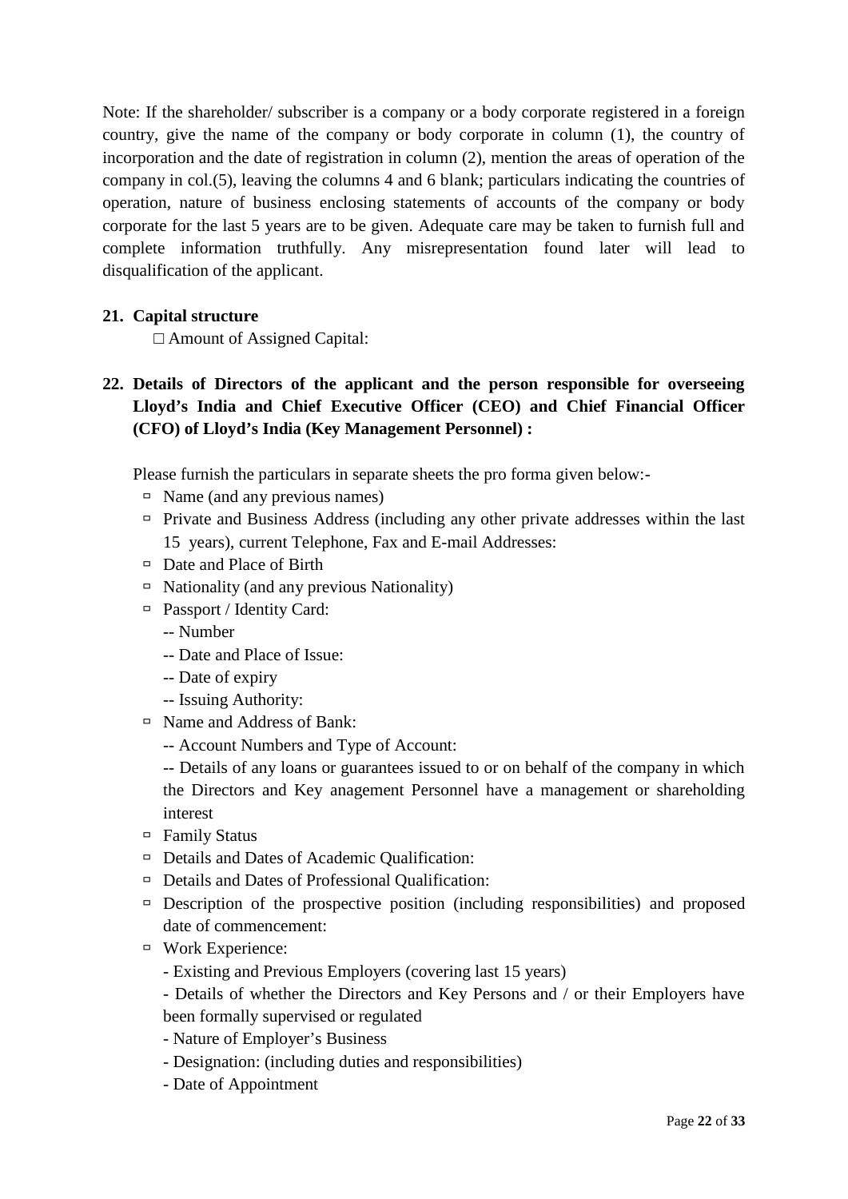Note: If the shareholder/ subscriber is a company or a body corporate registered in a foreign country, give the name of the company or body corporate in column (1), the country of incorporation and the date of registration in column (2), mention the areas of operation of the company in col.(5), leaving the columns 4 and 6 blank; particulars indicating the countries of operation, nature of business enclosing statements of accounts of the company or body corporate for the last 5 years are to be given. Adequate care may be taken to furnish full and complete information truthfully. Any misrepresentation found later will lead to disqualification of the applicant.

**21. Capital structure**

□ Amount of Assigned Capital:

**22. Details of Directors of the applicant and the person responsible for overseeing Lloyd's India and Chief Executive Officer (CEO) and Chief Financial Officer (CFO) of Lloyd's India (Key Management Personnel) :**

Please furnish the particulars in separate sheets the pro forma given below:-

- Name (and any previous names)
- Private and Business Address (including any other private addresses within the last 15 years), current Telephone, Fax and E-mail Addresses:
- Date and Place of Birth
- Nationality (and any previous Nationality)
- Passport / Identity Card:
  - -- Number
  - -- Date and Place of Issue:
  - -- Date of expiry
  - -- Issuing Authority:
- Name and Address of Bank:
  - -- Account Numbers and Type of Account:
  - -- Details of any loans or guarantees issued to or on behalf of the company in which the Directors and Key anagement Personnel have a management or shareholding interest
- Family Status
- Details and Dates of Academic Qualification:
- Details and Dates of Professional Qualification:
- Description of the prospective position (including responsibilities) and proposed date of commencement:
- Work Experience:
  - - Existing and Previous Employers (covering last 15 years)
  - - Details of whether the Directors and Key Persons and / or their Employers have been formally supervised or regulated
  - - Nature of Employer's Business
  - - Designation: (including duties and responsibilities)
  - - Date of Appointment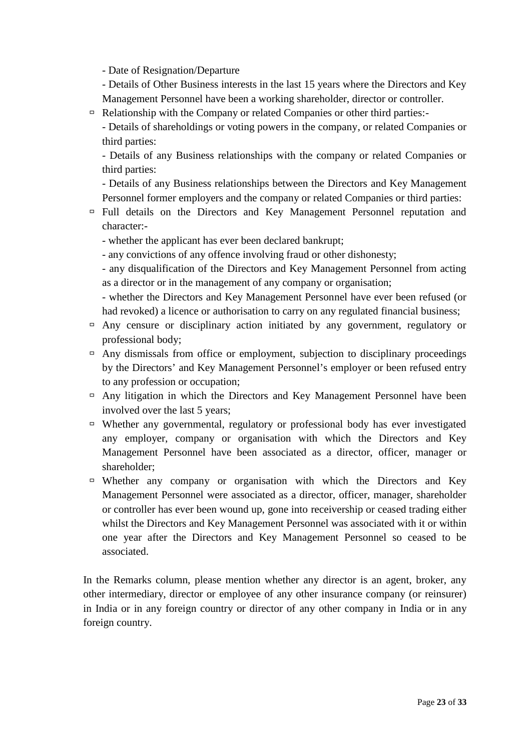- Date of Resignation/Departure

  - Details of Other Business interests in the last 15 years where the Directors and Key Management Personnel have been a working shareholder, director or controller.

- Relationship with the Company or related Companies or other third parties:-

  - Details of shareholdings or voting powers in the company, or related Companies or third parties:

  - Details of any Business relationships with the company or related Companies or third parties:

  - Details of any Business relationships between the Directors and Key Management Personnel former employers and the company or related Companies or third parties:

- Full details on the Directors and Key Management Personnel reputation and character:-

  - whether the applicant has ever been declared bankrupt;

  - any convictions of any offence involving fraud or other dishonesty;

  - any disqualification of the Directors and Key Management Personnel from acting as a director or in the management of any company or organisation;

  - whether the Directors and Key Management Personnel have ever been refused (or had revoked) a licence or authorisation to carry on any regulated financial business;

- Any censure or disciplinary action initiated by any government, regulatory or professional body;
- Any dismissals from office or employment, subjection to disciplinary proceedings by the Directors' and Key Management Personnel's employer or been refused entry to any profession or occupation;
- Any litigation in which the Directors and Key Management Personnel have been involved over the last 5 years;
- Whether any governmental, regulatory or professional body has ever investigated any employer, company or organisation with which the Directors and Key Management Personnel have been associated as a director, officer, manager or shareholder;
- Whether any company or organisation with which the Directors and Key Management Personnel were associated as a director, officer, manager, shareholder or controller has ever been wound up, gone into receivership or ceased trading either whilst the Directors and Key Management Personnel was associated with it or within one year after the Directors and Key Management Personnel so ceased to be associated.

In the Remarks column, please mention whether any director is an agent, broker, any other intermediary, director or employee of any other insurance company (or reinsurer) in India or in any foreign country or director of any other company in India or in any foreign country.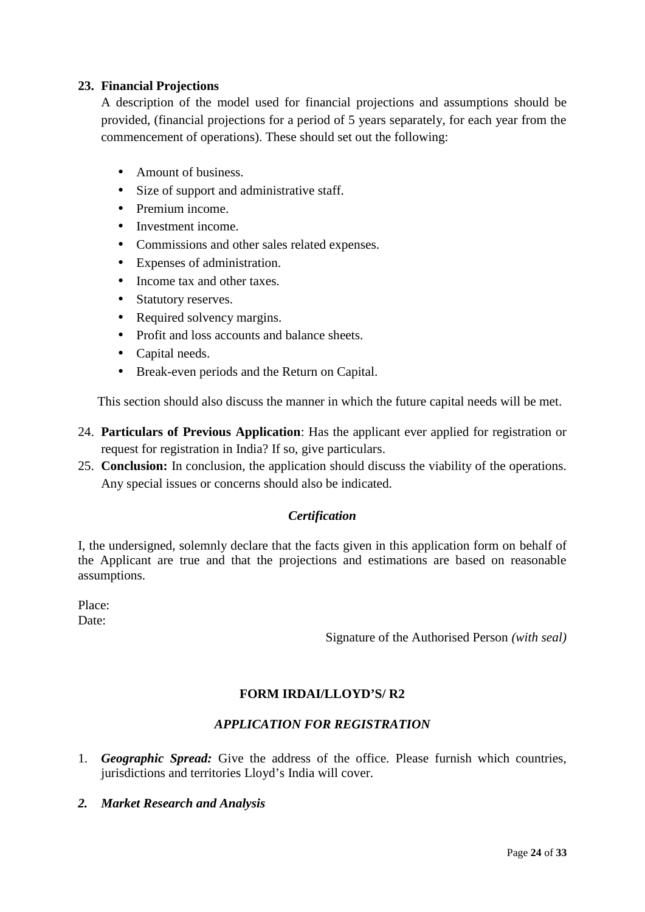**23. Financial Projections**

A description of the model used for financial projections and assumptions should be provided, (financial projections for a period of 5 years separately, for each year from the commencement of operations). These should set out the following:

- Amount of business.
- Size of support and administrative staff.
- Premium income.
- Investment income.
- Commissions and other sales related expenses.
- Expenses of administration.
- Income tax and other taxes.
- Statutory reserves.
- Required solvency margins.
- Profit and loss accounts and balance sheets.
- Capital needs.
- Break-even periods and the Return on Capital.

This section should also discuss the manner in which the future capital needs will be met.

24. **Particulars of Previous Application**: Has the applicant ever applied for registration or request for registration in India? If so, give particulars.

25. **Conclusion:** In conclusion, the application should discuss the viability of the operations. Any special issues or concerns should also be indicated.

***Certification***

I, the undersigned, solemnly declare that the facts given in this application form on behalf of the Applicant are true and that the projections and estimations are based on reasonable assumptions.

Place:
Date:

Signature of the Authorised Person *(with seal)*

**FORM IRDAI/LLOYD'S/ R2**

***APPLICATION FOR REGISTRATION***

1. ***Geographic Spread:*** Give the address of the office. Please furnish which countries, jurisdictions and territories Lloyd's India will cover.

2. ***Market Research and Analysis***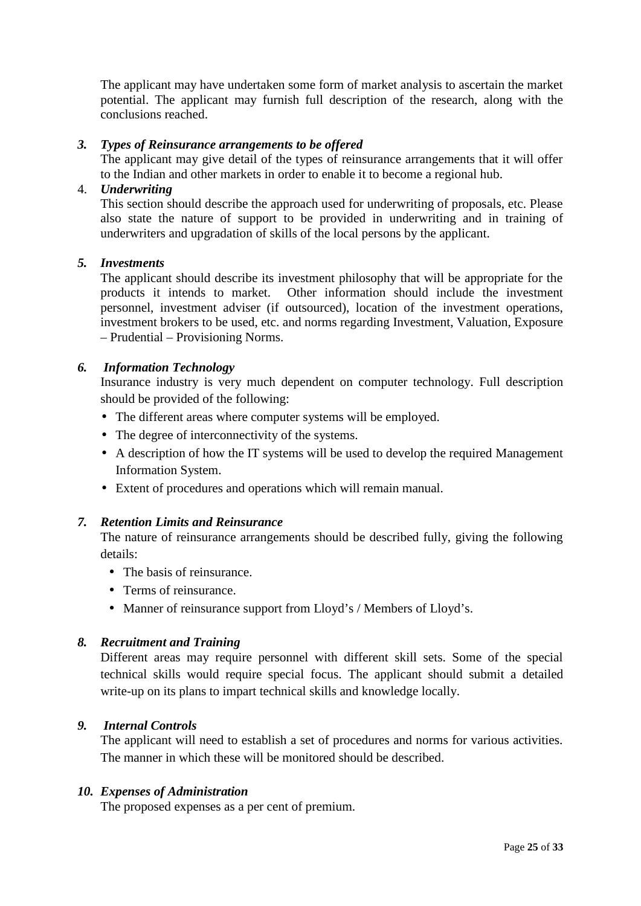The applicant may have undertaken some form of market analysis to ascertain the market potential. The applicant may furnish full description of the research, along with the conclusions reached.

3. ***Types of Reinsurance arrangements to be offered***

The applicant may give detail of the types of reinsurance arrangements that it will offer to the Indian and other markets in order to enable it to become a regional hub.

4. ***Underwriting***

This section should describe the approach used for underwriting of proposals, etc. Please also state the nature of support to be provided in underwriting and in training of underwriters and upgradation of skills of the local persons by the applicant.

5. ***Investments***

The applicant should describe its investment philosophy that will be appropriate for the products it intends to market. Other information should include the investment personnel, investment adviser (if outsourced), location of the investment operations, investment brokers to be used, etc. and norms regarding Investment, Valuation, Exposure – Prudential – Provisioning Norms.

6. ***Information Technology***

Insurance industry is very much dependent on computer technology. Full description should be provided of the following:

- The different areas where computer systems will be employed.
- The degree of interconnectivity of the systems.
- A description of how the IT systems will be used to develop the required Management Information System.
- Extent of procedures and operations which will remain manual.

7. ***Retention Limits and Reinsurance***

The nature of reinsurance arrangements should be described fully, giving the following details:

- The basis of reinsurance.
- Terms of reinsurance.
- Manner of reinsurance support from Lloyd's / Members of Lloyd's.

8. ***Recruitment and Training***

Different areas may require personnel with different skill sets. Some of the special technical skills would require special focus. The applicant should submit a detailed write-up on its plans to impart technical skills and knowledge locally.

9. ***Internal Controls***

The applicant will need to establish a set of procedures and norms for various activities. The manner in which these will be monitored should be described.

10. ***Expenses of Administration***

The proposed expenses as a per cent of premium.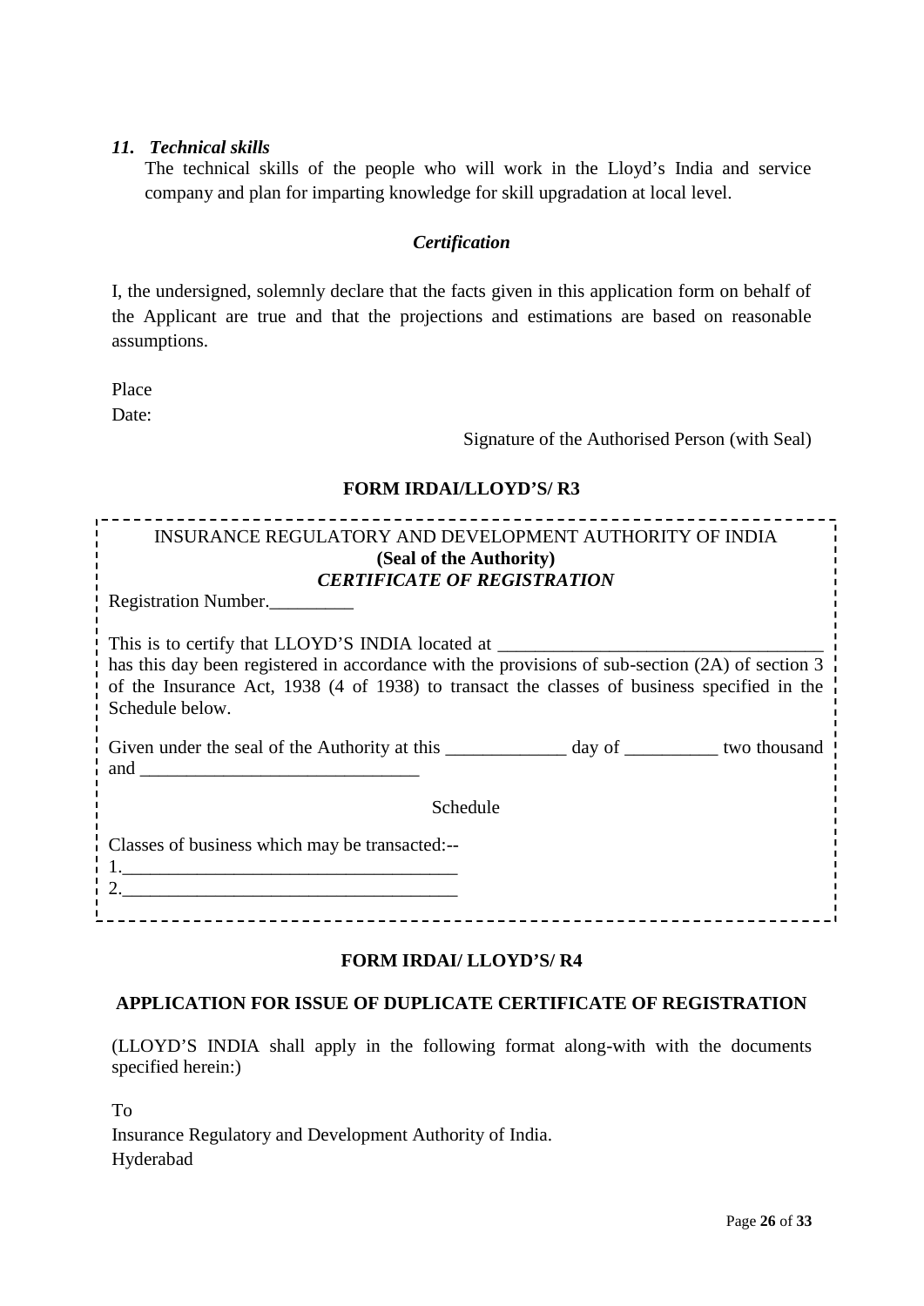*11. Technical skills*

The technical skills of the people who will work in the Lloyd's India and service company and plan for imparting knowledge for skill upgradation at local level.

***Certification***

I, the undersigned, solemnly declare that the facts given in this application form on behalf of the Applicant are true and that the projections and estimations are based on reasonable assumptions.

Place

Date:

Signature of the Authorised Person (with Seal)

**FORM IRDAI/LLOYD'S/ R3**

INSURANCE REGULATORY AND DEVELOPMENT AUTHORITY OF INDIA

**(Seal of the Authority)**

***CERTIFICATE OF REGISTRATION***

Registration Number.__________

This is to certify that LLOYD'S INDIA located at ___________________________________ has this day been registered in accordance with the provisions of sub-section (2A) of section 3 of the Insurance Act, 1938 (4 of 1938) to transact the classes of business specified in the Schedule below.

Given under the seal of the Authority at this _____________ day of __________ two thousand and ______________________________

Schedule

Classes of business which may be transacted:--

1.____________________________________

2.____________________________________

**FORM IRDAI/ LLOYD'S/ R4**

**APPLICATION FOR ISSUE OF DUPLICATE CERTIFICATE OF REGISTRATION**

(LLOYD'S INDIA shall apply in the following format along-with with the documents specified herein:)

To

Insurance Regulatory and Development Authority of India.

Hyderabad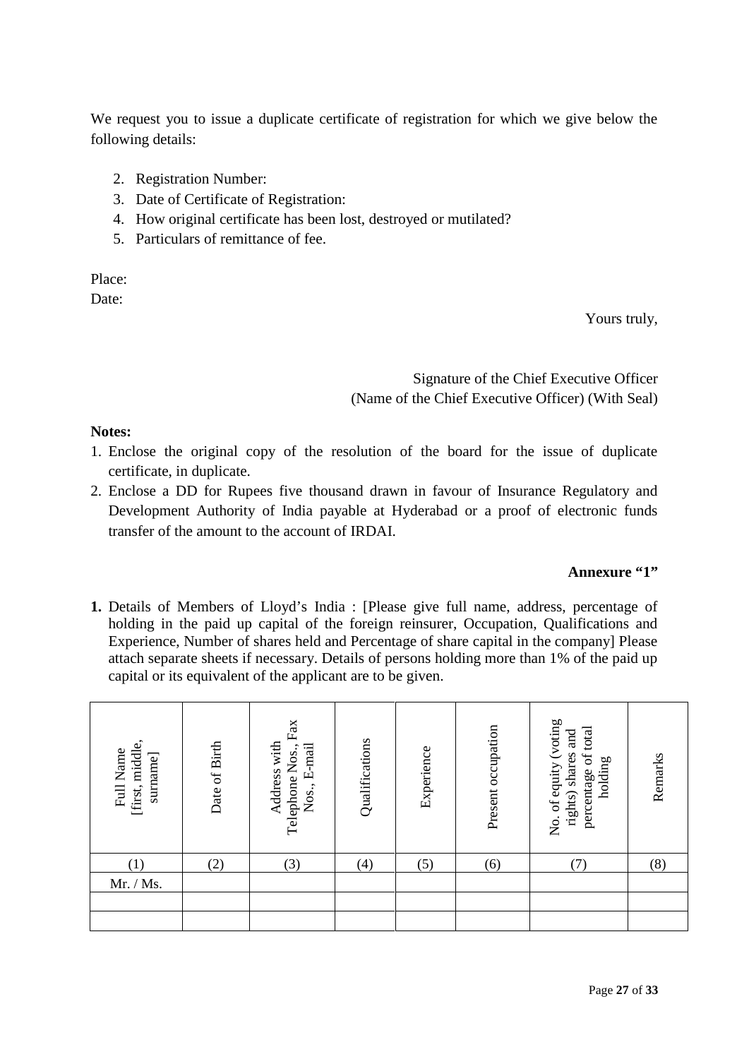We request you to issue a duplicate certificate of registration for which we give below the following details:

2. Registration Number:
3. Date of Certificate of Registration:
4. How original certificate has been lost, destroyed or mutilated?
5. Particulars of remittance of fee.

Place:
Date:

Yours truly,

Signature of the Chief Executive Officer
(Name of the Chief Executive Officer) (With Seal)

**Notes:**

1. Enclose the original copy of the resolution of the board for the issue of duplicate certificate, in duplicate.
2. Enclose a DD for Rupees five thousand drawn in favour of Insurance Regulatory and Development Authority of India payable at Hyderabad or a proof of electronic funds transfer of the amount to the account of IRDAI.

**Annexure "1"**

**1.** Details of Members of Lloyd's India : [Please give full name, address, percentage of holding in the paid up capital of the foreign reinsurer, Occupation, Qualifications and Experience, Number of shares held and Percentage of share capital in the company] Please attach separate sheets if necessary. Details of persons holding more than 1% of the paid up capital or its equivalent of the applicant are to be given.

| Full Name [first, middle, surname] | Date of Birth | Address with Telephone Nos., Fax Nos., E-mail | Qualifications | Experience | Present occupation | No. of equity (voting rights) shares and percentage of total holding | Remarks |
|---|---|---|---|---|---|---|---|
| (1) | (2) | (3) | (4) | (5) | (6) | (7) | (8) |
| Mr. / Ms. | | | | | | | |
| | | | | | | | |
| | | | | | | | |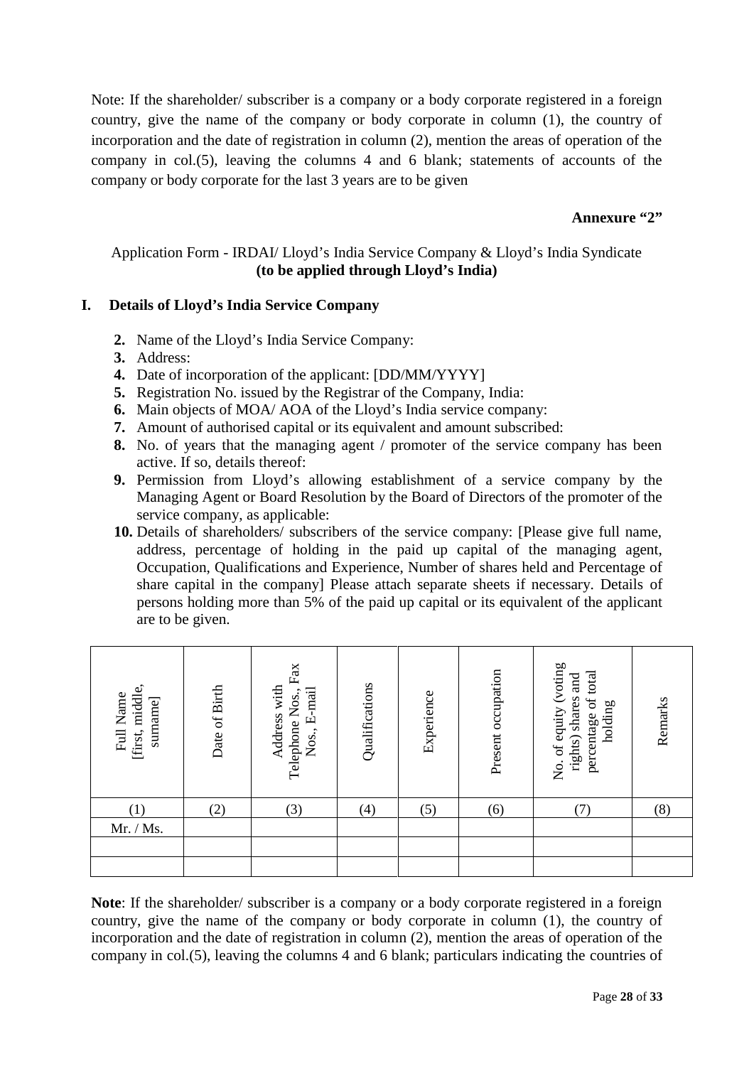Note: If the shareholder/ subscriber is a company or a body corporate registered in a foreign country, give the name of the company or body corporate in column (1), the country of incorporation and the date of registration in column (2), mention the areas of operation of the company in col.(5), leaving the columns 4 and 6 blank; statements of accounts of the company or body corporate for the last 3 years are to be given

**Annexure "2"**

Application Form - IRDAI/ Lloyd's India Service Company & Lloyd's India Syndicate
**(to be applied through Lloyd's India)**

## I. Details of Lloyd's India Service Company

2. Name of the Lloyd's India Service Company:
3. Address:
4. Date of incorporation of the applicant: [DD/MM/YYYY]
5. Registration No. issued by the Registrar of the Company, India:
6. Main objects of MOA/ AOA of the Lloyd's India service company:
7. Amount of authorised capital or its equivalent and amount subscribed:
8. No. of years that the managing agent / promoter of the service company has been active. If so, details thereof:
9. Permission from Lloyd's allowing establishment of a service company by the Managing Agent or Board Resolution by the Board of Directors of the promoter of the service company, as applicable:
10. Details of shareholders/ subscribers of the service company: [Please give full name, address, percentage of holding in the paid up capital of the managing agent, Occupation, Qualifications and Experience, Number of shares held and Percentage of share capital in the company] Please attach separate sheets if necessary. Details of persons holding more than 5% of the paid up capital or its equivalent of the applicant are to be given.

| Full Name [first, middle, surname] | Date of Birth | Address with Telephone Nos., Fax Nos., E-mail | Qualifications | Experience | Present occupation | No. of equity (voting rights) shares and percentage of total holding | Remarks |
|---|---|---|---|---|---|---|---|
| (1) | (2) | (3) | (4) | (5) | (6) | (7) | (8) |
| Mr. / Ms. | | | | | | | |
| | | | | | | | |
| | | | | | | | |

**Note**: If the shareholder/ subscriber is a company or a body corporate registered in a foreign country, give the name of the company or body corporate in column (1), the country of incorporation and the date of registration in column (2), mention the areas of operation of the company in col.(5), leaving the columns 4 and 6 blank; particulars indicating the countries of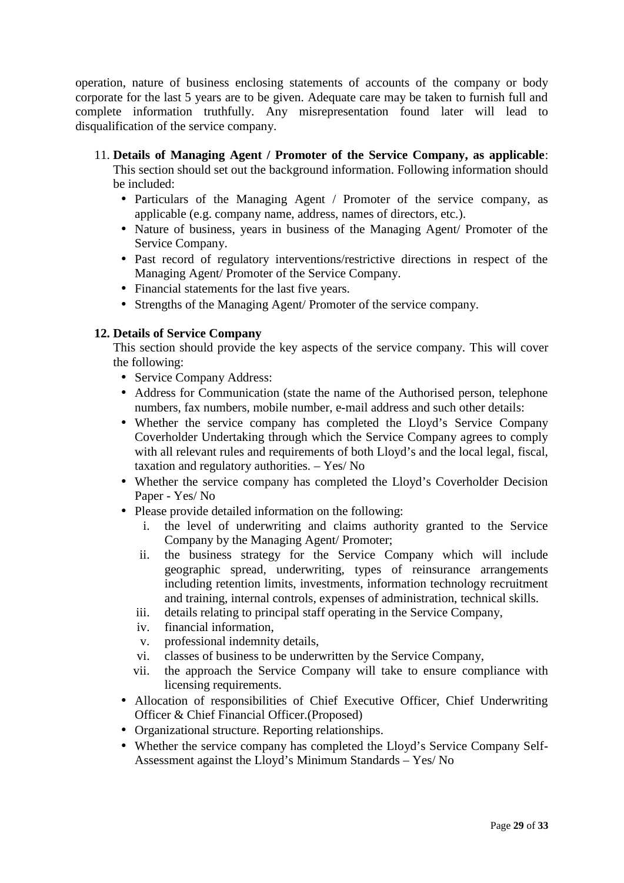operation, nature of business enclosing statements of accounts of the company or body corporate for the last 5 years are to be given. Adequate care may be taken to furnish full and complete information truthfully. Any misrepresentation found later will lead to disqualification of the service company.

11. **Details of Managing Agent / Promoter of the Service Company, as applicable**: This section should set out the background information. Following information should be included:
    - Particulars of the Managing Agent / Promoter of the service company, as applicable (e.g. company name, address, names of directors, etc.).
    - Nature of business, years in business of the Managing Agent/ Promoter of the Service Company.
    - Past record of regulatory interventions/restrictive directions in respect of the Managing Agent/ Promoter of the Service Company.
    - Financial statements for the last five years.
    - Strengths of the Managing Agent/ Promoter of the service company.

12. **Details of Service Company**

    This section should provide the key aspects of the service company. This will cover the following:
    - Service Company Address:
    - Address for Communication (state the name of the Authorised person, telephone numbers, fax numbers, mobile number, e-mail address and such other details:
    - Whether the service company has completed the Lloyd's Service Company Coverholder Undertaking through which the Service Company agrees to comply with all relevant rules and requirements of both Lloyd's and the local legal, fiscal, taxation and regulatory authorities. – Yes/ No
    - Whether the service company has completed the Lloyd's Coverholder Decision Paper - Yes/ No
    - Please provide detailed information on the following:
        1. the level of underwriting and claims authority granted to the Service Company by the Managing Agent/ Promoter;
        2. the business strategy for the Service Company which will include geographic spread, underwriting, types of reinsurance arrangements including retention limits, investments, information technology recruitment and training, internal controls, expenses of administration, technical skills.
        3. details relating to principal staff operating in the Service Company,
        4. financial information,
        5. professional indemnity details,
        6. classes of business to be underwritten by the Service Company,
        7. the approach the Service Company will take to ensure compliance with licensing requirements.
    - Allocation of responsibilities of Chief Executive Officer, Chief Underwriting Officer & Chief Financial Officer.(Proposed)
    - Organizational structure. Reporting relationships.
    - Whether the service company has completed the Lloyd's Service Company Self-Assessment against the Lloyd's Minimum Standards – Yes/ No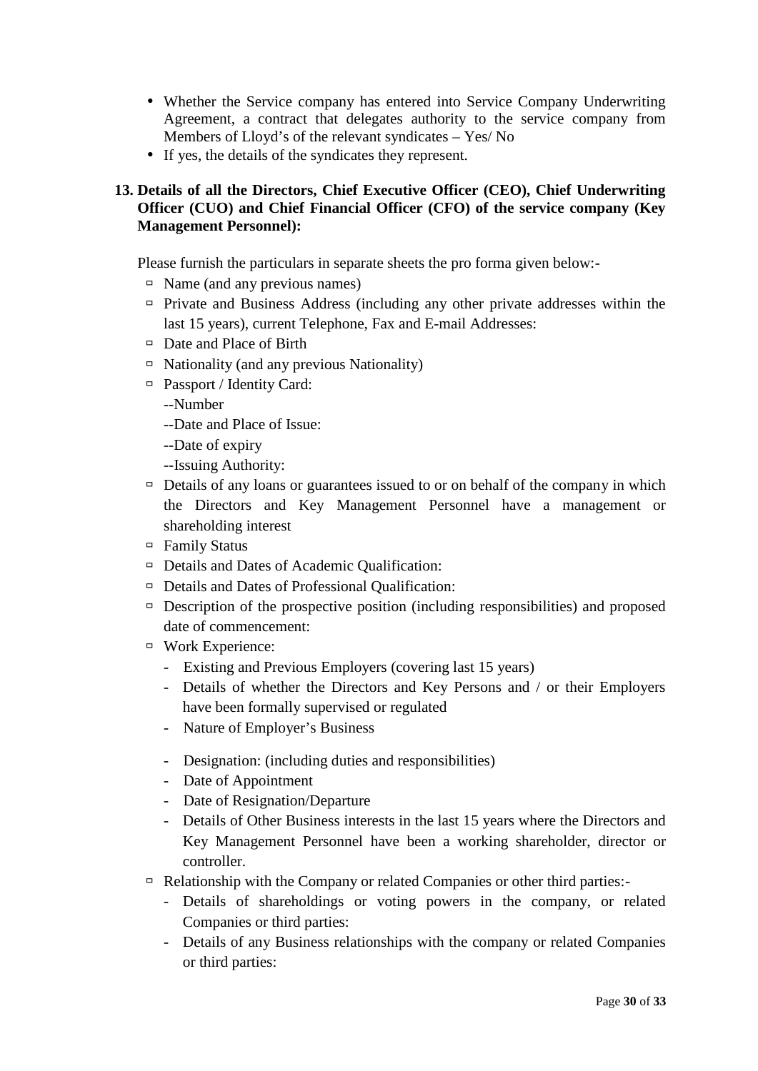- Whether the Service company has entered into Service Company Underwriting Agreement, a contract that delegates authority to the service company from Members of Lloyd's of the relevant syndicates – Yes/ No
- If yes, the details of the syndicates they represent.

**13. Details of all the Directors, Chief Executive Officer (CEO), Chief Underwriting Officer (CUO) and Chief Financial Officer (CFO) of the service company (Key Management Personnel):**

Please furnish the particulars in separate sheets the pro forma given below:-

- Name (and any previous names)
- Private and Business Address (including any other private addresses within the last 15 years), current Telephone, Fax and E-mail Addresses:
- Date and Place of Birth
- Nationality (and any previous Nationality)
- Passport / Identity Card:
  - --Number
  - --Date and Place of Issue:
  - --Date of expiry
  - --Issuing Authority:
- Details of any loans or guarantees issued to or on behalf of the company in which the Directors and Key Management Personnel have a management or shareholding interest
- Family Status
- Details and Dates of Academic Qualification:
- Details and Dates of Professional Qualification:
- Description of the prospective position (including responsibilities) and proposed date of commencement:
- Work Experience:
  - Existing and Previous Employers (covering last 15 years)
  - Details of whether the Directors and Key Persons and / or their Employers have been formally supervised or regulated
  - Nature of Employer's Business
  - Designation: (including duties and responsibilities)
  - Date of Appointment
  - Date of Resignation/Departure
  - Details of Other Business interests in the last 15 years where the Directors and Key Management Personnel have been a working shareholder, director or controller.
- Relationship with the Company or related Companies or other third parties:-
  - Details of shareholdings or voting powers in the company, or related Companies or third parties:
  - Details of any Business relationships with the company or related Companies or third parties: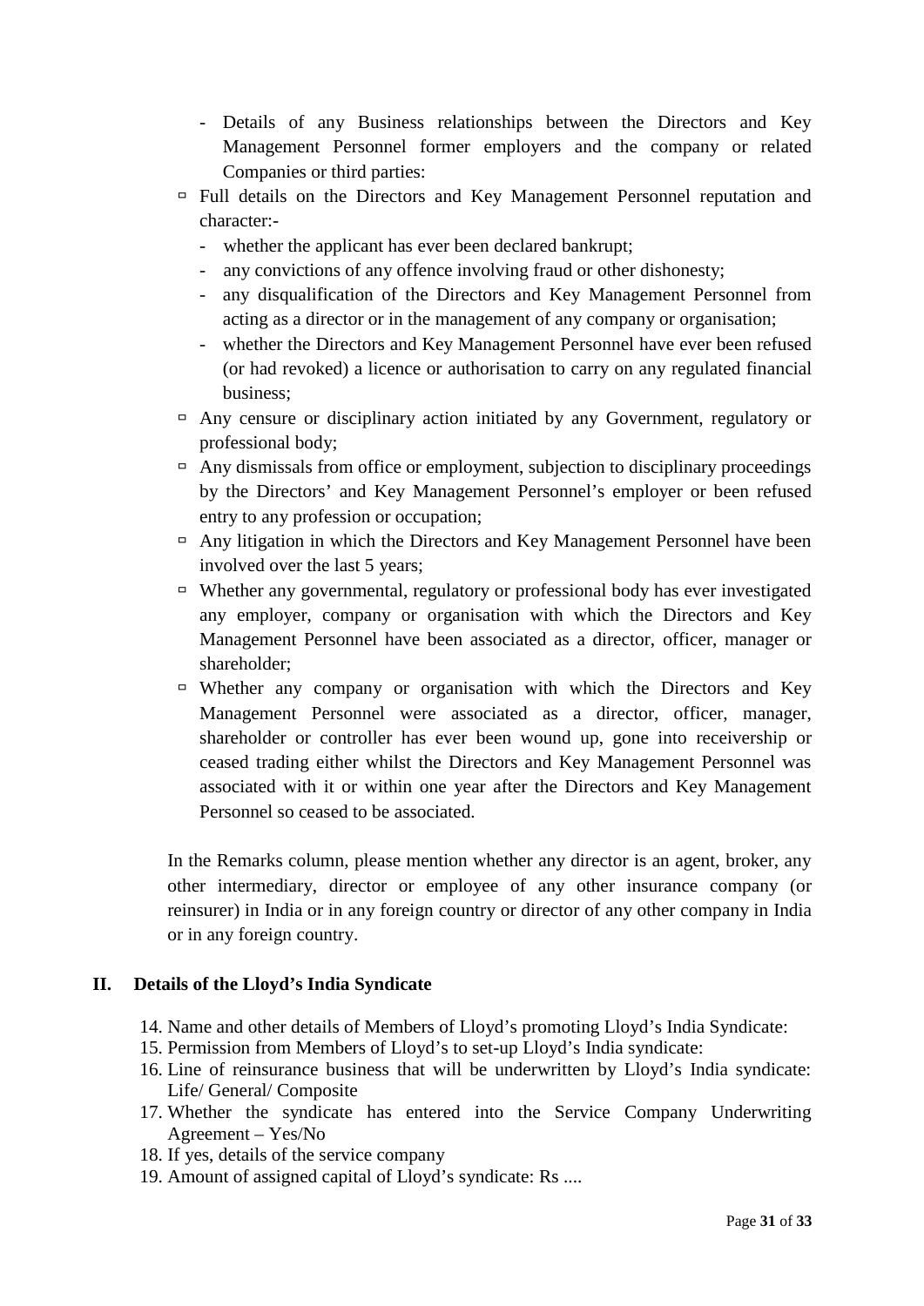- Details of any Business relationships between the Directors and Key Management Personnel former employers and the company or related Companies or third parties:
- Full details on the Directors and Key Management Personnel reputation and character:-
  - whether the applicant has ever been declared bankrupt;
  - any convictions of any offence involving fraud or other dishonesty;
  - any disqualification of the Directors and Key Management Personnel from acting as a director or in the management of any company or organisation;
  - whether the Directors and Key Management Personnel have ever been refused (or had revoked) a licence or authorisation to carry on any regulated financial business;
- Any censure or disciplinary action initiated by any Government, regulatory or professional body;
- Any dismissals from office or employment, subjection to disciplinary proceedings by the Directors' and Key Management Personnel's employer or been refused entry to any profession or occupation;
- Any litigation in which the Directors and Key Management Personnel have been involved over the last 5 years;
- Whether any governmental, regulatory or professional body has ever investigated any employer, company or organisation with which the Directors and Key Management Personnel have been associated as a director, officer, manager or shareholder;
- Whether any company or organisation with which the Directors and Key Management Personnel were associated as a director, officer, manager, shareholder or controller has ever been wound up, gone into receivership or ceased trading either whilst the Directors and Key Management Personnel was associated with it or within one year after the Directors and Key Management Personnel so ceased to be associated.

In the Remarks column, please mention whether any director is an agent, broker, any other intermediary, director or employee of any other insurance company (or reinsurer) in India or in any foreign country or director of any other company in India or in any foreign country.

## II. Details of the Lloyd's India Syndicate

14. Name and other details of Members of Lloyd's promoting Lloyd's India Syndicate:
15. Permission from Members of Lloyd's to set-up Lloyd's India syndicate:
16. Line of reinsurance business that will be underwritten by Lloyd's India syndicate: Life/ General/ Composite
17. Whether the syndicate has entered into the Service Company Underwriting Agreement – Yes/No
18. If yes, details of the service company
19. Amount of assigned capital of Lloyd's syndicate: Rs ....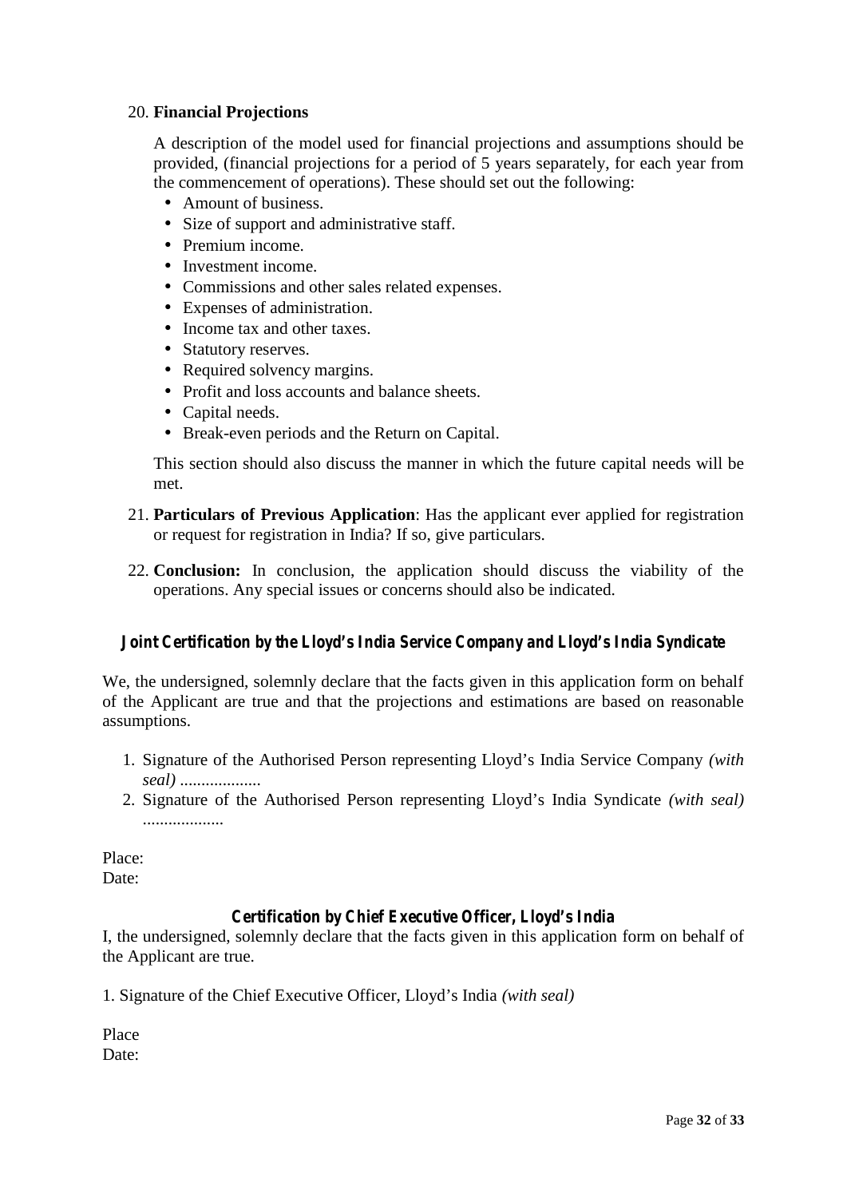20. **Financial Projections**

    A description of the model used for financial projections and assumptions should be provided, (financial projections for a period of 5 years separately, for each year from the commencement of operations). These should set out the following:

    - Amount of business.
    - Size of support and administrative staff.
    - Premium income.
    - Investment income.
    - Commissions and other sales related expenses.
    - Expenses of administration.
    - Income tax and other taxes.
    - Statutory reserves.
    - Required solvency margins.
    - Profit and loss accounts and balance sheets.
    - Capital needs.
    - Break-even periods and the Return on Capital.

    This section should also discuss the manner in which the future capital needs will be met.

21. **Particulars of Previous Application**: Has the applicant ever applied for registration or request for registration in India? If so, give particulars.

22. **Conclusion:** In conclusion, the application should discuss the viability of the operations. Any special issues or concerns should also be indicated.

### Joint Certification by the Lloyd's India Service Company and Lloyd's India Syndicate

We, the undersigned, solemnly declare that the facts given in this application form on behalf of the Applicant are true and that the projections and estimations are based on reasonable assumptions.

1. Signature of the Authorised Person representing Lloyd's India Service Company *(with seal)* ...................
2. Signature of the Authorised Person representing Lloyd's India Syndicate *(with seal)* ...................

Place:
Date:

### Certification by Chief Executive Officer, Lloyd's India

I, the undersigned, solemnly declare that the facts given in this application form on behalf of the Applicant are true.

1. Signature of the Chief Executive Officer, Lloyd's India *(with seal)*

Place
Date: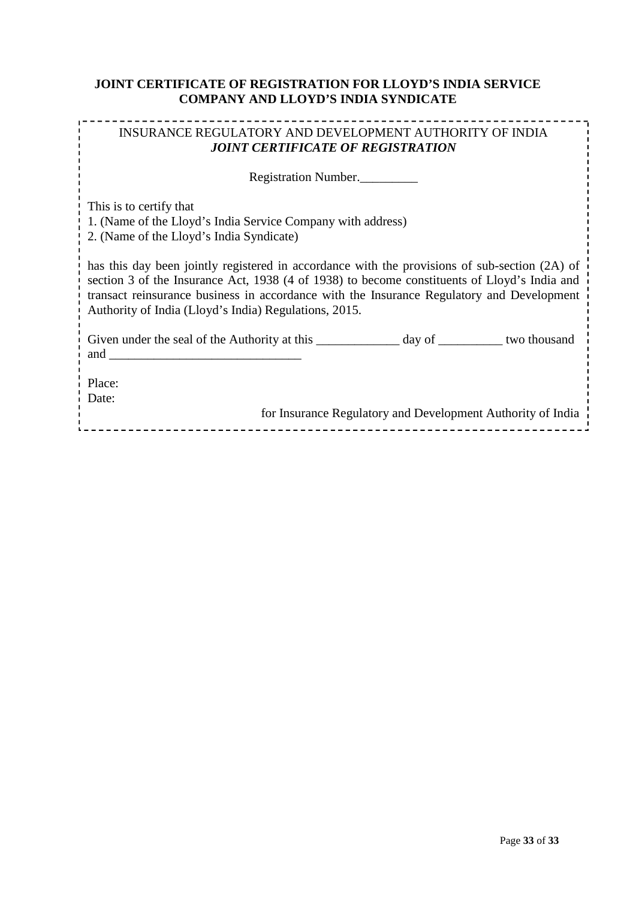**JOINT CERTIFICATE OF REGISTRATION FOR LLOYD'S INDIA SERVICE COMPANY AND LLOYD'S INDIA SYNDICATE**

INSURANCE REGULATORY AND DEVELOPMENT AUTHORITY OF INDIA

***JOINT CERTIFICATE OF REGISTRATION***

Registration Number.\_\_\_\_\_\_\_\_\_

This is to certify that

1. (Name of the Lloyd's India Service Company with address)
2. (Name of the Lloyd's India Syndicate)

has this day been jointly registered in accordance with the provisions of sub-section (2A) of section 3 of the Insurance Act, 1938 (4 of 1938) to become constituents of Lloyd's India and transact reinsurance business in accordance with the Insurance Regulatory and Development Authority of India (Lloyd's India) Regulations, 2015.

Given under the seal of the Authority at this \_\_\_\_\_\_\_\_\_\_\_\_\_ day of \_\_\_\_\_\_\_\_\_\_ two thousand and \_\_\_\_\_\_\_\_\_\_\_\_\_\_\_\_\_\_\_\_\_\_\_\_\_\_\_\_\_\_

Place:

Date:

for Insurance Regulatory and Development Authority of India